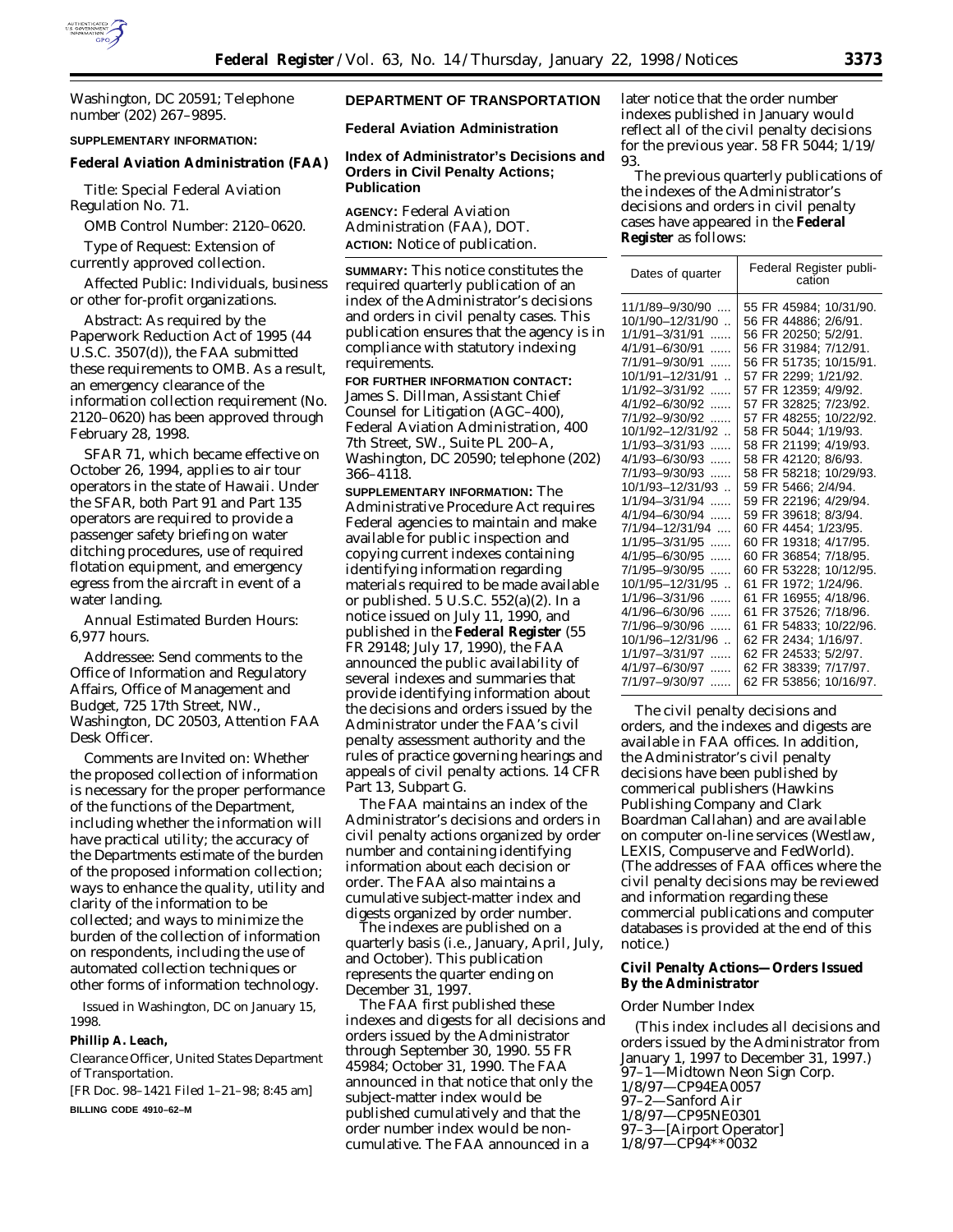Washington, DC 20591; Telephone number (202) 267–9895.

**SUPPLEMENTARY INFORMATION:**

**Federal Aviation Administration (FAA)**

*Title:* Special Federal Aviation Regulation No. 71.

*OMB Control Number:* 2120–0620.

*Type of Request:* Extension of currently approved collection.

*Affected Public:* Individuals, business or other for-profit organizations.

*Abstract:* As required by the Paperwork Reduction Act of 1995 (44 U.S.C. 3507(d)), the FAA submitted these requirements to OMB. As a result, an emergency clearance of the information collection requirement (No. 2120–0620) has been approved through February 28, 1998.

SFAR 71, which became effective on October 26, 1994, applies to air tour operators in the state of Hawaii. Under the SFAR, both Part 91 and Part 135 operators are required to provide a passenger safety briefing on water ditching procedures, use of required flotation equipment, and emergency egress from the aircraft in event of a water landing.

*Annual Estimated Burden Hours:* 6,977 hours.

*Addressee:* Send comments to the Office of Information and Regulatory Affairs, Office of Management and Budget, 725 17th Street, NW., Washington, DC 20503, Attention FAA Desk Officer.

*Comments are Invited on:* Whether the proposed collection of information is necessary for the proper performance of the functions of the Department, including whether the information will have practical utility; the accuracy of the Departments estimate of the burden of the proposed information collection; ways to enhance the quality, utility and clarity of the information to be collected; and ways to minimize the burden of the collection of information on respondents, including the use of automated collection techniques or other forms of information technology.

Issued in Washington, DC on January 15, 1998.

**Phillip A. Leach,**

*Clearance Officer, United States Department of Transportation.*

[FR Doc. 98–1421 Filed 1–21–98; 8:45 am]

**BILLING CODE 4910–62–M**

## DEPARTMENT OF TRANSPORTATION

### Federal Aviation Administration

### Index of Administrator's Decisions and Orders in Civil Penalty Actions; Publication

**AGENCY:** Federal Aviation Administration (FAA), DOT.

**ACTION:** Notice of publication.

**SUMMARY:** This notice constitutes the required quarterly publication of an index of the Administrator's decisions and orders in civil penalty cases. This publication ensures that the agency is in compliance with statutory indexing requirements.

**FOR FURTHER INFORMATION CONTACT:** James S. Dillman, Assistant Chief Counsel for Litigation (AGC–400), Federal Aviation Administration, 400 7th Street, SW., Suite PL 200–A, Washington, DC 20590; telephone (202) 366–4118.

**SUPPLEMENTARY INFORMATION:** The Administrative Procedure Act requires Federal agencies to maintain and make available for public inspection and copying current indexes containing identifying information regarding materials required to be made available or published. 5 U.S.C. 552(a)(2). In a notice issued on July 11, 1990, and published in the **Federal Register** (55 FR 29148; July 17, 1990), the FAA announced the public availability of several indexes and summaries that provide identifying information about the decisions and orders issued by the Administrator under the FAA's civil penalty assessment authority and the rules of practice governing hearings and appeals of civil penalty actions. 14 CFR Part 13, Subpart G.

The FAA maintains an index of the Administrator's decisions and orders in civil penalty actions organized by order number and containing identifying information about each decision or order. The FAA also maintains a cumulative subject-matter index and digests organized by order number.

The indexes are published on a quarterly basis (i.e., January, April, July, and October). This publication represents the quarter ending on December 31, 1997.

The FAA first published these indexes and digests for all decisions and orders issued by the Administrator through September 30, 1990. 55 FR 45984; October 31, 1990. The FAA announced in that notice that only the subject-matter index would be published cumulatively and that the order number index would be non-cumulative. The FAA announced in a later notice that the order number indexes published in January would reflect all of the civil penalty decisions for the previous year. 58 FR 5044; 1/19/93.

The previous quarterly publications of the indexes of the Administrator's decisions and orders in civil penalty cases have appeared in the **Federal Register** as follows:

| Dates of quarter | Federal Register publication |
|---|---|
| 11/1/89–9/30/90 | 55 FR 45984; 10/31/90. |
| 10/1/90–12/31/90 | 56 FR 44886; 2/6/91. |
| 1/1/91–3/31/91 | 56 FR 20250; 5/2/91. |
| 4/1/91–6/30/91 | 56 FR 31984; 7/12/91. |
| 7/1/91–9/30/91 | 56 FR 51735; 10/15/91. |
| 10/1/91–12/31/91 | 57 FR 2299; 1/21/92. |
| 1/1/92–3/31/92 | 57 FR 12359; 4/9/92. |
| 4/1/92–6/30/92 | 57 FR 32825; 7/23/92. |
| 7/1/92–9/30/92 | 57 FR 48255; 10/22/92. |
| 10/1/92–12/31/92 | 58 FR 5044; 1/19/93. |
| 1/1/93–3/31/93 | 58 FR 21199; 4/19/93. |
| 4/1/93–6/30/93 | 58 FR 42120; 8/6/93. |
| 7/1/93–9/30/93 | 58 FR 58218; 10/29/93. |
| 10/1/93–12/31/93 | 59 FR 5466; 2/4/94. |
| 1/1/94–3/31/94 | 59 FR 22196; 4/29/94. |
| 4/1/94–6/30/94 | 59 FR 39618; 8/3/94. |
| 7/1/94–12/31/94 | 60 FR 4454; 1/23/95. |
| 1/1/95–3/31/95 | 60 FR 19318; 4/17/95. |
| 4/1/95–6/30/95 | 60 FR 36854; 7/18/95. |
| 7/1/95–9/30/95 | 60 FR 53228; 10/12/95. |
| 10/1/95–12/31/95 | 61 FR 1972; 1/24/96. |
| 1/1/96–3/31/96 | 61 FR 16955; 4/18/96. |
| 4/1/96–6/30/96 | 61 FR 37526; 7/18/96. |
| 7/1/96–9/30/96 | 61 FR 54833; 10/22/96. |
| 10/1/96–12/31/96 | 62 FR 2434; 1/16/97. |
| 1/1/97–3/31/97 | 62 FR 24533; 5/2/97. |
| 4/1/97–6/30/97 | 62 FR 38339; 7/17/97. |
| 7/1/97–9/30/97 | 62 FR 53856; 10/16/97. |

The civil penalty decisions and orders, and the indexes and digests are available in FAA offices. In addition, the Administrator's civil penalty decisions have been published by commerical publishers (Hawkins Publishing Company and Clark Boardman Callahan) and are available on computer on-line services (Westlaw, LEXIS, Compuserve and FedWorld). (The addresses of FAA offices where the civil penalty decisions may be reviewed and information regarding these commercial publications and computer databases is provided at the end of this notice.)

### Civil Penalty Actions—Orders Issued By the Administrator

*Order Number Index*

(This index includes all decisions and orders issued by the Administrator from January 1, 1997 to December 31, 1997.)

97–1—Midtown Neon Sign Corp.
1/8/97—CP94EA0057

97–2—Sanford Air
1/8/97—CP95NE0301

97–3—[Airport Operator]
1/8/97—CP94**0032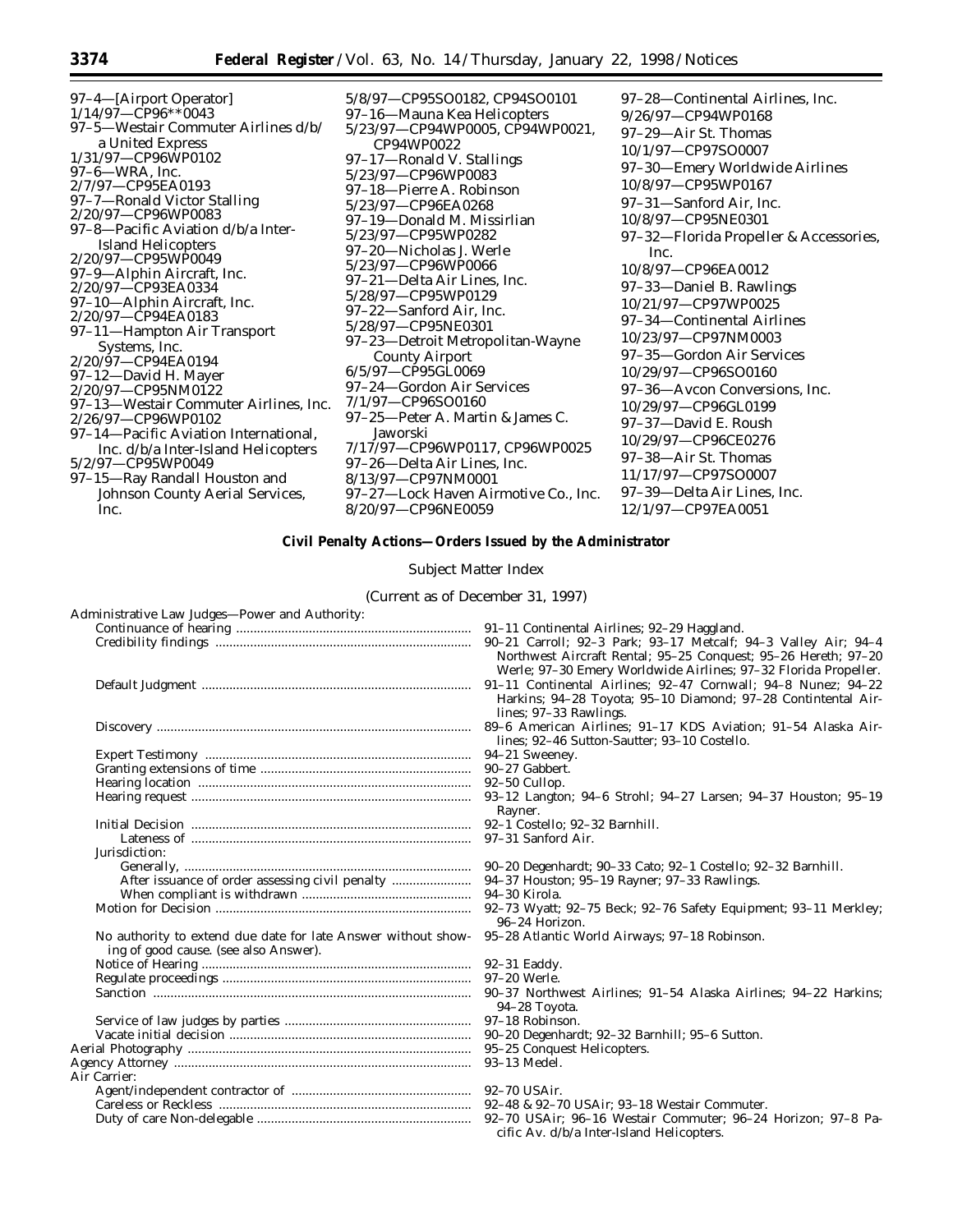97–4—[Airport Operator]
1/14/97—CP96**0043
97–5—Westair Commuter Airlines d/b/a United Express
1/31/97—CP96WP0102
97–6—WRA, Inc.
2/7/97—CP95EA0193
97–7—Ronald Victor Stalling
2/20/97—CP96WP0083
97–8—Pacific Aviation d/b/a Inter-Island Helicopters
2/20/97—CP95WP0049
97–9—Alphin Aircraft, Inc.
2/20/97—CP93EA0334
97–10—Alphin Aircraft, Inc.
2/20/97—CP94EA0183
97–11—Hampton Air Transport Systems, Inc.
2/20/97—CP94EA0194
97–12—David H. Mayer
2/20/97—CP95NM0122
97–13—Westair Commuter Airlines, Inc.
2/26/97—CP96WP0102
97–14—Pacific Aviation International, Inc. d/b/a Inter-Island Helicopters
5/2/97—CP95WP0049
97–15—Ray Randall Houston and Johnson County Aerial Services, Inc.
5/8/97—CP95SO0182, CP94SO0101
97–16—Mauna Kea Helicopters
5/23/97—CP94WP0005, CP94WP0021, CP94WP0022
97–17—Ronald V. Stallings
5/23/97—CP96WP0083
97–18—Pierre A. Robinson
5/23/97—CP96EA0268
97–19—Donald M. Missirlian
5/23/97—CP95WP0282
97–20—Nicholas J. Werle
5/23/97—CP96WP0066
97–21—Delta Air Lines, Inc.
5/28/97—CP95WP0129
97–22—Sanford Air, Inc.
5/28/97—CP95NE0301
97–23—Detroit Metropolitan-Wayne County Airport
6/5/97—CP95GL0069
97–24—Gordon Air Services
7/1/97—CP96SO0160
97–25—Peter A. Martin & James C. Jaworski
7/17/97—CP96WP0117, CP96WP0025
97–26—Delta Air Lines, Inc.
8/13/97—CP97NM0001
97–27—Lock Haven Airmotive Co., Inc.
8/20/97—CP96NE0059
97–28—Continental Airlines, Inc.
9/26/97—CP94WP0168
97–29—Air St. Thomas
10/1/97—CP97SO0007
97–30—Emery Worldwide Airlines
10/8/97—CP95WP0167
97–31—Sanford Air, Inc.
10/8/97—CP95NE0301
97–32—Florida Propeller & Accessories, Inc.
10/8/97—CP96EA0012
97–33—Daniel B. Rawlings
10/21/97—CP97WP0025
97–34—Continental Airlines
10/23/97—CP97NM0003
97–35—Gordon Air Services
10/29/97—CP96SO0160
97–36—Avcon Conversions, Inc.
10/29/97—CP96GL0199
97–37—David E. Roush
10/29/97—CP96CE0276
97–38—Air St. Thomas
11/17/97—CP97SO0007
97–39—Delta Air Lines, Inc.
12/1/97—CP97EA0051

## Civil Penalty Actions—Orders Issued by the Administrator

### Subject Matter Index

(Current as of December 31, 1997)

| Subject | Orders |
|---|---|
| Administrative Law Judges—Power and Authority: | |
| Continuance of hearing | 91–11 Continental Airlines; 92–29 Haggland. |
| Credibility findings | 90–21 Carroll; 92–3 Park; 93–17 Metcalf; 94–3 Valley Air; 94–4 Northwest Aircraft Rental; 95–25 Conquest; 95–26 Hereth; 97–20 Werle; 97–30 Emery Worldwide Airlines; 97–32 Florida Propeller. |
| Default Judgment | 91–11 Continental Airlines; 92–47 Cornwall; 94–8 Nunez; 94–22 Harkins; 94–28 Toyota; 95–10 Diamond; 97–28 Contintental Airlines; 97–33 Rawlings. |
| Discovery | 89–6 American Airlines; 91–17 KDS Aviation; 91–54 Alaska Airlines; 92–46 Sutton-Sautter; 93–10 Costello. |
| Expert Testimony | 94–21 Sweeney. |
| Granting extensions of time | 90–27 Gabbert. |
| Hearing location | 92–50 Cullop. |
| Hearing request | 93–12 Langton; 94–6 Strohl; 94–27 Larsen; 94–37 Houston; 95–19 Rayner. |
| Initial Decision | 92–1 Costello; 92–32 Barnhill. |
| Lateness of | 97–31 Sanford Air. |
| Jurisdiction: | |
| Generally, | 90–20 Degenhardt; 90–33 Cato; 92–1 Costello; 92–32 Barnhill. |
| After issuance of order assessing civil penalty | 94–37 Houston; 95–19 Rayner; 97–33 Rawlings. |
| When compliant is withdrawn | 94–30 Kirola. |
| Motion for Decision | 92–73 Wyatt; 92–75 Beck; 92–76 Safety Equipment; 93–11 Merkley; 96–24 Horizon. |
| No authority to extend due date for late Answer without showing of good cause. (see also Answer). | 95–28 Atlantic World Airways; 97–18 Robinson. |
| Notice of Hearing | 92–31 Eaddy. |
| Regulate proceedings | 97–20 Werle. |
| Sanction | 90–37 Northwest Airlines; 91–54 Alaska Airlines; 94–22 Harkins; 94–28 Toyota. |
| Service of law judges by parties | 97–18 Robinson. |
| Vacate initial decision | 90–20 Degenhardt; 92–32 Barnhill; 95–6 Sutton. |
| Aerial Photography | 95–25 Conquest Helicopters. |
| Agency Attorney | 93–13 Medel. |
| Air Carrier: | |
| Agent/independent contractor of | 92–70 USAir. |
| Careless or Reckless | 92–48 & 92–70 USAir; 93–18 Westair Commuter. |
| Duty of care Non-delegable | 92–70 USAir; 96–16 Westair Commuter; 96–24 Horizon; 97–8 Pacific Av. d/b/a Inter-Island Helicopters. |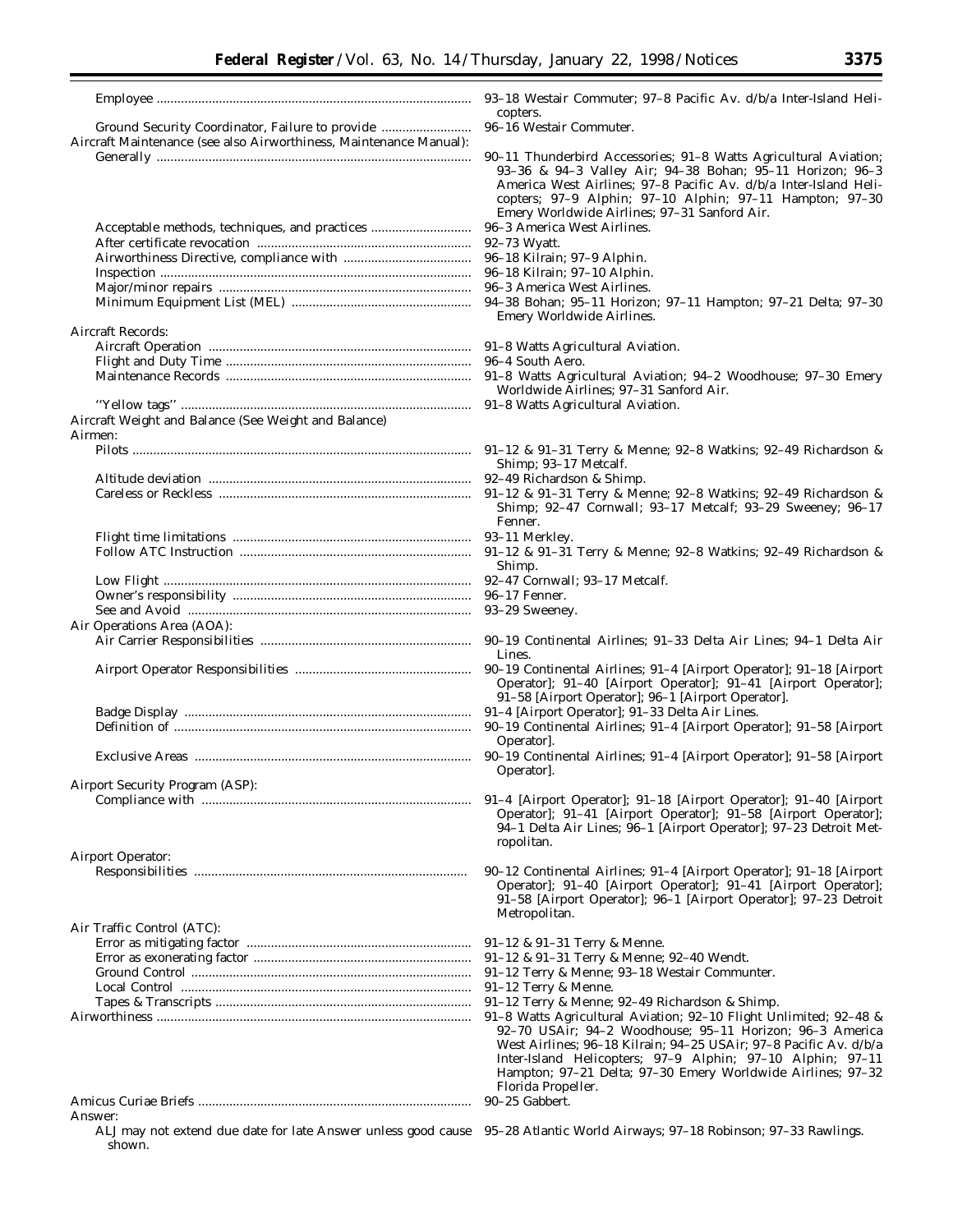| | |
|---|---|
| Employee | 93–18 Westair Commuter; 97–8 Pacific Av. d/b/a Inter-Island Helicopters. |
| Ground Security Coordinator, Failure to provide | 96–16 Westair Commuter. |
| **Aircraft Maintenance (see also Airworthiness, Maintenance Manual):** | |
| Generally | 90–11 Thunderbird Accessories; 91–8 Watts Agricultural Aviation; 93–36 & 94–3 Valley Air; 94–38 Bohan; 95–11 Horizon; 96–3 America West Airlines; 97–8 Pacific Av. d/b/a Inter-Island Helicopters; 97–9 Alphin; 97–10 Alphin; 97–11 Hampton; 97–30 Emery Worldwide Airlines; 97–31 Sanford Air. |
| Acceptable methods, techniques, and practices | 96–3 America West Airlines. |
| After certificate revocation | 92–73 Wyatt. |
| Airworthiness Directive, compliance with | 96–18 Kilrain; 97–9 Alphin. |
| Inspection | 96–18 Kilrain; 97–10 Alphin. |
| Major/minor repairs | 96–3 America West Airlines. |
| Minimum Equipment List (MEL) | 94–38 Bohan; 95–11 Horizon; 97–11 Hampton; 97–21 Delta; 97–30 Emery Worldwide Airlines. |
| **Aircraft Records:** | |
| Aircraft Operation | 91–8 Watts Agricultural Aviation. |
| Flight and Duty Time | 96–4 South Aero. |
| Maintenance Records | 91–8 Watts Agricultural Aviation; 94–2 Woodhouse; 97–30 Emery Worldwide Airlines; 97–31 Sanford Air. |
| "Yellow tags" | 91–8 Watts Agricultural Aviation. |
| **Aircraft Weight and Balance (See Weight and Balance)** | |
| **Airmen:** | |
| Pilots | 91–12 & 91–31 Terry & Menne; 92–8 Watkins; 92–49 Richardson & Shimp; 93–17 Metcalf. |
| Altitude deviation | 92–49 Richardson & Shimp. |
| Careless or Reckless | 91–12 & 91–31 Terry & Menne; 92–8 Watkins; 92–49 Richardson & Shimp; 92–47 Cornwall; 93–17 Metcalf; 93–29 Sweeney; 96–17 Fenner. |
| Flight time limitations | 93–11 Merkley. |
| Follow ATC Instruction | 91–12 & 91–31 Terry & Menne; 92–8 Watkins; 92–49 Richardson & Shimp. |
| Low Flight | 92–47 Cornwall; 93–17 Metcalf. |
| Owner's responsibility | 96–17 Fenner. |
| See and Avoid | 93–29 Sweeney. |
| **Air Operations Area (AOA):** | |
| Air Carrier Responsibilities | 90–19 Continental Airlines; 91–33 Delta Air Lines; 94–1 Delta Air Lines. |
| Airport Operator Responsibilities | 90–19 Continental Airlines; 91–4 [Airport Operator]; 91–18 [Airport Operator]; 91–40 [Airport Operator]; 91–41 [Airport Operator]; 91–58 [Airport Operator]; 96–1 [Airport Operator]. |
| Badge Display | 91–4 [Airport Operator]; 91–33 Delta Air Lines. |
| Definition of | 90–19 Continental Airlines; 91–4 [Airport Operator]; 91–58 [Airport Operator]. |
| Exclusive Areas | 90–19 Continental Airlines; 91–4 [Airport Operator]; 91–58 [Airport Operator]. |
| **Airport Security Program (ASP):** | |
| Compliance with | 91–4 [Airport Operator]; 91–18 [Airport Operator]; 91–40 [Airport Operator]; 91–41 [Airport Operator]; 91–58 [Airport Operator]; 94–1 Delta Air Lines; 96–1 [Airport Operator]; 97–23 Detroit Metropolitan. |
| **Airport Operator:** | |
| Responsibilities | 90–12 Continental Airlines; 91–4 [Airport Operator]; 91–18 [Airport Operator]; 91–40 [Airport Operator]; 91–41 [Airport Operator]; 91–58 [Airport Operator]; 96–1 [Airport Operator]; 97–23 Detroit Metropolitan. |
| **Air Traffic Control (ATC):** | |
| Error as mitigating factor | 91–12 & 91–31 Terry & Menne. |
| Error as exonerating factor | 91–12 & 91–31 Terry & Menne; 92–40 Wendt. |
| Ground Control | 91–12 Terry & Menne; 93–18 Westair Communter. |
| Local Control | 91–12 Terry & Menne. |
| Tapes & Transcripts | 91–12 Terry & Menne; 92–49 Richardson & Shimp. |
| **Airworthiness** | 91–8 Watts Agricultural Aviation; 92–10 Flight Unlimited; 92–48 & 92–70 USAir; 94–2 Woodhouse; 95–11 Horizon; 96–3 America West Airlines; 96–18 Kilrain; 94–25 USAir; 97–8 Pacific Av. d/b/a Inter-Island Helicopters; 97–9 Alphin; 97–10 Alphin; 97–11 Hampton; 97–21 Delta; 97–30 Emery Worldwide Airlines; 97–32 Florida Propeller. |
| **Amicus Curiae Briefs** | 90–25 Gabbert. |
| **Answer:** | |
| ALJ may not extend due date for late Answer unless good cause shown. | 95–28 Atlantic World Airways; 97–18 Robinson; 97–33 Rawlings. |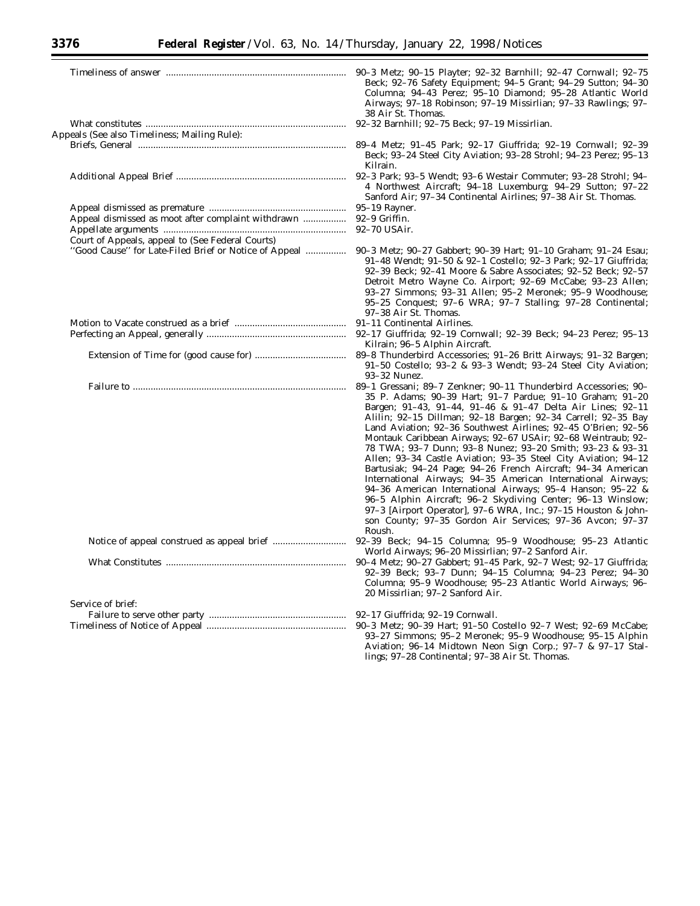| | |
|---|---|
| Timeliness of answer | 90–3 Metz; 90–15 Playter; 92–32 Barnhill; 92–47 Cornwall; 92–75 Beck; 92–76 Safety Equipment; 94–5 Grant; 94–29 Sutton; 94–30 Columna; 94–43 Perez; 95–10 Diamond; 95–28 Atlantic World Airways; 97–18 Robinson; 97–19 Missirlian; 97–33 Rawlings; 97–38 Air St. Thomas. |
| What constitutes | 92–32 Barnhill; 92–75 Beck; 97–19 Missirlian. |
| Appeals (See also Timeliness; Mailing Rule): | |
| Briefs, General | 89–4 Metz; 91–45 Park; 92–17 Giuffrida; 92–19 Cornwall; 92–39 Beck; 93–24 Steel City Aviation; 93–28 Strohl; 94–23 Perez; 95–13 Kilrain. |
| Additional Appeal Brief | 92–3 Park; 93–5 Wendt; 93–6 Westair Commuter; 93–28 Strohl; 94–4 Northwest Aircraft; 94–18 Luxemburg; 94–29 Sutton; 97–22 Sanford Air; 97–34 Continental Airlines; 97–38 Air St. Thomas. |
| Appeal dismissed as premature | 95–19 Rayner. |
| Appeal dismissed as moot after complaint withdrawn | 92–9 Griffin. |
| Appellate arguments | 92–70 USAir. |
| Court of Appeals, appeal to (See Federal Courts) | |
| "Good Cause" for Late-Filed Brief or Notice of Appeal | 90–3 Metz; 90–27 Gabbert; 90–39 Hart; 91–10 Graham; 91–24 Esau; 91–48 Wendt; 91–50 & 92–1 Costello; 92–3 Park; 92–17 Giuffrida; 92–39 Beck; 92–41 Moore & Sabre Associates; 92–52 Beck; 92–57 Detroit Metro Wayne Co. Airport; 92–69 McCabe; 93–23 Allen; 93–27 Simmons; 93–31 Allen; 95–2 Meronek; 95–9 Woodhouse; 95–25 Conquest; 97–6 WRA; 97–7 Stalling; 97–28 Continental; 97–38 Air St. Thomas. |
| Motion to Vacate construed as a brief | 91–11 Continental Airlines. |
| Perfecting an Appeal, generally | 92–17 Giuffrida; 92–19 Cornwall; 92–39 Beck; 94–23 Perez; 95–13 Kilrain; 96–5 Alphin Aircraft. |
| Extension of Time for (good cause for) | 89–8 Thunderbird Accessories; 91–26 Britt Airways; 91–32 Bargen; 91–50 Costello; 93–2 & 93–3 Wendt; 93–24 Steel City Aviation; 93–32 Nunez. |
| Failure to | 89–1 Gressani; 89–7 Zenkner; 90–11 Thunderbird Accessories; 90–35 P. Adams; 90–39 Hart; 91–7 Pardue; 91–10 Graham; 91–20 Bargen; 91–43, 91–44, 91–46 & 91–47 Delta Air Lines; 92–11 Alilin; 92–15 Dillman; 92–18 Bargen; 92–34 Carrell; 92–35 Bay Land Aviation; 92–36 Southwest Airlines; 92–45 O'Brien; 92–56 Montauk Caribbean Airways; 92–67 USAir; 92–68 Weintraub; 92–78 TWA; 93–7 Dunn; 93–8 Nunez; 93–20 Smith; 93–23 & 93–31 Allen; 93–34 Castle Aviation; 93–35 Steel City Aviation; 94–12 Bartusiak; 94–24 Page; 94–26 French Aircraft; 94–34 American International Airways; 94–35 American International Airways; 94–36 American International Airways; 95–4 Hanson; 95–22 & 96–5 Alphin Aircraft; 96–2 Skydiving Center; 96–13 Winslow; 97–3 [Airport Operator], 97–6 WRA, Inc.; 97–15 Houston & Johnson County; 97–35 Gordon Air Services; 97–36 Avcon; 97–37 Roush. |
| Notice of appeal construed as appeal brief | 92–39 Beck; 94–15 Columna; 95–9 Woodhouse; 95–23 Atlantic World Airways; 96–20 Missirlian; 97–2 Sanford Air. |
| What Constitutes | 90–4 Metz; 90–27 Gabbert; 91–45 Park, 92–7 West; 92–17 Giuffrida; 92–39 Beck; 93–7 Dunn; 94–15 Columna; 94–23 Perez; 94–30 Columna; 95–9 Woodhouse; 95–23 Atlantic World Airways; 96–20 Missirlian; 97–2 Sanford Air. |
| Service of brief: | |
| Failure to serve other party | 92–17 Giuffrida; 92–19 Cornwall. |
| Timeliness of Notice of Appeal | 90–3 Metz; 90–39 Hart; 91–50 Costello 92–7 West; 92–69 McCabe; 93–27 Simmons; 95–2 Meronek; 95–9 Woodhouse; 95–15 Alphin Aviation; 96–14 Midtown Neon Sign Corp.; 97–7 & 97–17 Stallings; 97–28 Continental; 97–38 Air St. Thomas. |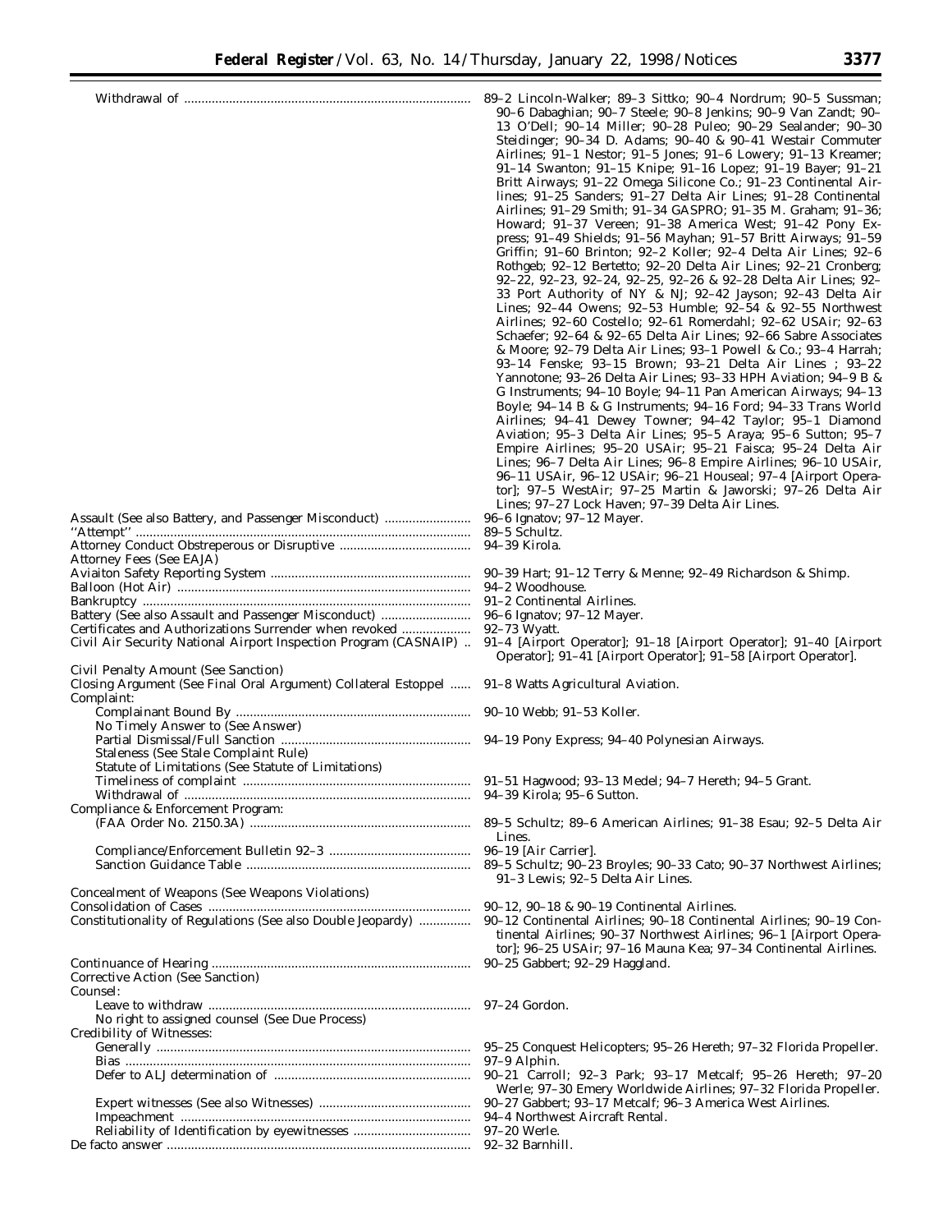| | |
|---|---|
| Withdrawal of | 89–2 Lincoln-Walker; 89–3 Sittko; 90–4 Nordrum; 90–5 Sussman; 90–6 Dabaghian; 90–7 Steele; 90–8 Jenkins; 90–9 Van Zandt; 90–13 O'Dell; 90–14 Miller; 90–28 Puleo; 90–29 Sealander; 90–30 Steidinger; 90–34 D. Adams; 90–40 & 90–41 Westair Commuter Airlines; 91–1 Nestor; 91–5 Jones; 91–6 Lowery; 91–13 Kreamer; 91–14 Swanton; 91–15 Knipe; 91–16 Lopez; 91–19 Bayer; 91–21 Britt Airways; 91–22 Omega Silicone Co.; 91–23 Continental Airlines; 91–25 Sanders; 91–27 Delta Air Lines; 91–28 Continental Airlines; 91–29 Smith; 91–34 GASPRO; 91–35 M. Graham; 91–36; Howard; 91–37 Vereen; 91–38 America West; 91–42 Pony Express; 91–49 Shields; 91–56 Mayhan; 91–57 Britt Airways; 91–59 Griffin; 91–60 Brinton; 92–2 Koller; 92–4 Delta Air Lines; 92–6 Rothgeb; 92–12 Bertetto; 92–20 Delta Air Lines; 92–21 Cronberg; 92–22, 92–23, 92–24, 92–25, 92–26 & 92–28 Delta Air Lines; 92–33 Port Authority of NY & NJ; 92–42 Jayson; 92–43 Delta Air Lines; 92–44 Owens; 92–53 Humble; 92–54 & 92–55 Northwest Airlines; 92–60 Costello; 92–61 Romerdahl; 92–62 USAir; 92–63 Schaefer; 92–64 & 92–65 Delta Air Lines; 92–66 Sabre Associates & Moore; 92–79 Delta Air Lines; 93–1 Powell & Co.; 93–4 Harrah; 93–14 Fenske; 93–15 Brown; 93–21 Delta Air Lines ; 93–22 Yannotone; 93–26 Delta Air Lines; 93–33 HPH Aviation; 94–9 B & G Instruments; 94–10 Boyle; 94–11 Pan American Airways; 94–13 Boyle; 94–14 B & G Instruments; 94–16 Ford; 94–33 Trans World Airlines; 94–41 Dewey Towner; 94–42 Taylor; 95–1 Diamond Aviation; 95–3 Delta Air Lines; 95–5 Araya; 95–6 Sutton; 95–7 Empire Airlines; 95–20 USAir; 95–21 Faisca; 95–24 Delta Air Lines; 96–7 Delta Air Lines; 96–8 Empire Airlines; 96–10 USAir, 96–11 USAir, 96–12 USAir; 96–21 Houseal; 97–4 [Airport Operator]; 97–5 WestAir; 97–25 Martin & Jaworski; 97–26 Delta Air Lines; 97–27 Lock Haven; 97–39 Delta Air Lines. |
| Assault (See also Battery, and Passenger Misconduct) | 96–6 Ignatov; 97–12 Mayer. |
| "Attempt" | 89–5 Schultz. |
| Attorney Conduct Obstreperous or Disruptive | 94–39 Kirola. |
| Attorney Fees (See EAJA) | |
| Aviaiton Safety Reporting System | 90–39 Hart; 91–12 Terry & Menne; 92–49 Richardson & Shimp. |
| Balloon (Hot Air) | 94–2 Woodhouse. |
| Bankruptcy | 91–2 Continental Airlines. |
| Battery (See also Assault and Passenger Misconduct) | 96–6 Ignatov; 97–12 Mayer. |
| Certificates and Authorizations Surrender when revoked | 92–73 Wyatt. |
| Civil Air Security National Airport Inspection Program (CASNAIP) | 91–4 [Airport Operator]; 91–18 [Airport Operator]; 91–40 [Airport Operator]; 91–41 [Airport Operator]; 91–58 [Airport Operator]. |
| Civil Penalty Amount (See Sanction) | |
| Closing Argument (See Final Oral Argument) Collateral Estoppel | 91–8 Watts Agricultural Aviation. |
| Complaint: | |
| Complainant Bound By | 90–10 Webb; 91–53 Koller. |
| No Timely Answer to (See Answer) | |
| Partial Dismissal/Full Sanction | 94–19 Pony Express; 94–40 Polynesian Airways. |
| Staleness (See Stale Complaint Rule) | |
| Statute of Limitations (See Statute of Limitations) | |
| Timeliness of complaint | 91–51 Hagwood; 93–13 Medel; 94–7 Hereth; 94–5 Grant. |
| Withdrawal of | 94–39 Kirola; 95–6 Sutton. |
| Compliance & Enforcement Program: | |
| (FAA Order No. 2150.3A) | 89–5 Schultz; 89–6 American Airlines; 91–38 Esau; 92–5 Delta Air Lines. |
| Compliance/Enforcement Bulletin 92–3 | 96–19 [Air Carrier]. |
| Sanction Guidance Table | 89–5 Schultz; 90–23 Broyles; 90–33 Cato; 90–37 Northwest Airlines; 91–3 Lewis; 92–5 Delta Air Lines. |
| Concealment of Weapons (See Weapons Violations) | |
| Consolidation of Cases | 90–12, 90–18 & 90–19 Continental Airlines. |
| Constitutionality of Regulations (See also Double Jeopardy) | 90–12 Continental Airlines; 90–18 Continental Airlines; 90–19 Continental Airlines; 90–37 Northwest Airlines; 96–1 [Airport Operator]; 96–25 USAir; 97–16 Mauna Kea; 97–34 Continental Airlines. |
| Continuance of Hearing | 90–25 Gabbert; 92–29 Haggland. |
| Corrective Action (See Sanction) | |
| Counsel: | |
| Leave to withdraw | 97–24 Gordon. |
| No right to assigned counsel (See Due Process) | |
| Credibility of Witnesses: | |
| Generally | 95–25 Conquest Helicopters; 95–26 Hereth; 97–32 Florida Propeller. |
| Bias | 97–9 Alphin. |
| Defer to ALJ determination of | 90–21 Carroll; 92–3 Park; 93–17 Metcalf; 95–26 Hereth; 97–20 Werle; 97–30 Emery Worldwide Airlines; 97–32 Florida Propeller. |
| Expert witnesses (See also Witnesses) | 90–27 Gabbert; 93–17 Metcalf; 96–3 America West Airlines. |
| Impeachment | 94–4 Northwest Aircraft Rental. |
| Reliability of Identification by eyewitnesses | 97–20 Werle. |
| De facto answer | 92–32 Barnhill. |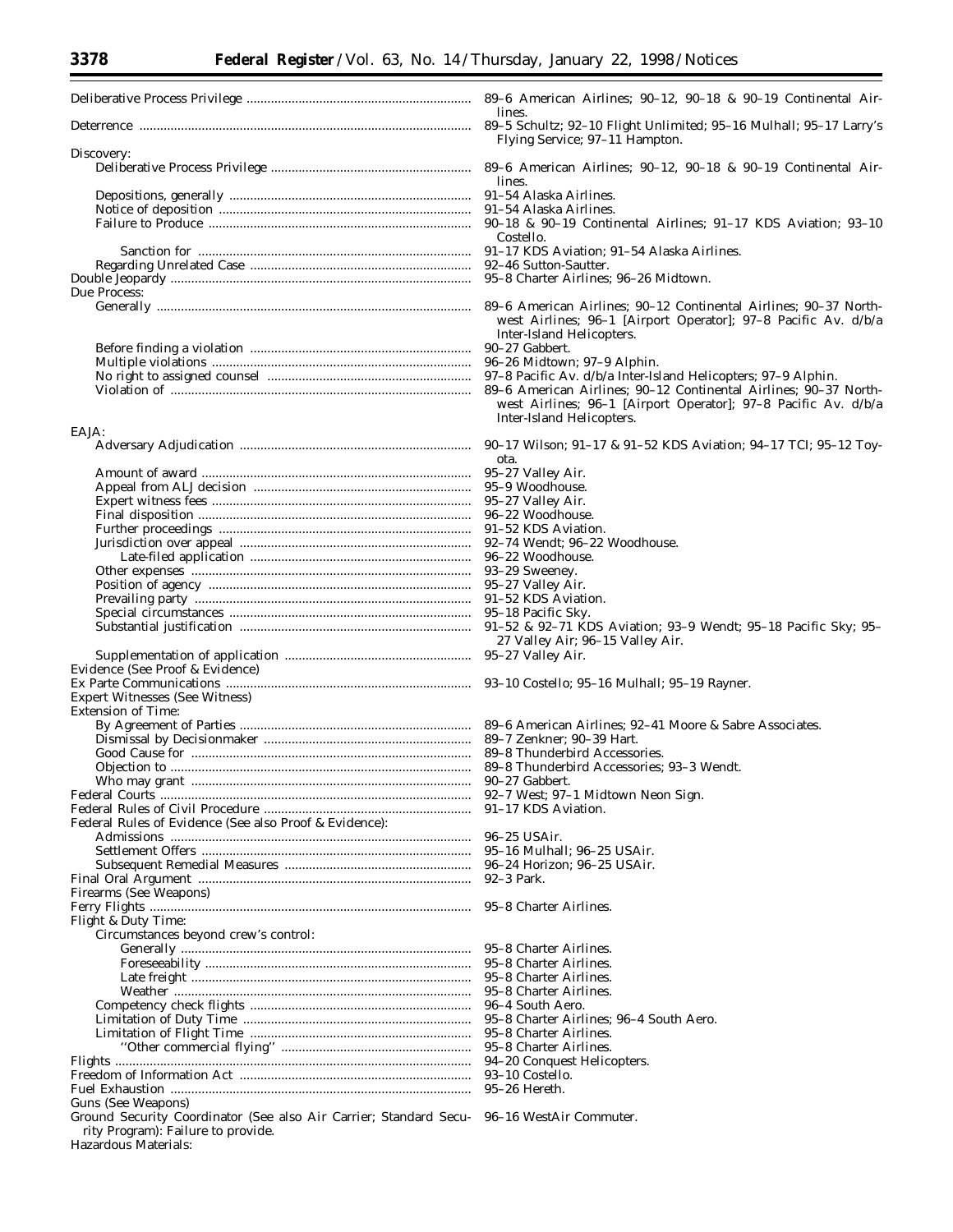Deliberative Process Privilege ........ 89–6 American Airlines; 90–12, 90–18 & 90–19 Continental Airlines.

Deterrence ........ 89–5 Schultz; 92–10 Flight Unlimited; 95–16 Mulhall; 95–17 Larry's Flying Service; 97–11 Hampton.

Discovery:

- Deliberative Process Privilege ........ 89–6 American Airlines; 90–12, 90–18 & 90–19 Continental Airlines.
- Depositions, generally ........ 91–54 Alaska Airlines.
- Notice of deposition ........ 91–54 Alaska Airlines.
- Failure to Produce ........ 90–18 & 90–19 Continental Airlines; 91–17 KDS Aviation; 93–10 Costello.
  - Sanction for ........ 91–17 KDS Aviation; 91–54 Alaska Airlines.
- Regarding Unrelated Case ........ 92–46 Sutton-Sautter.

Double Jeopardy ........ 95–8 Charter Airlines; 96–26 Midtown.

Due Process:

- Generally ........ 89–6 American Airlines; 90–12 Continental Airlines; 90–37 Northwest Airlines; 96–1 [Airport Operator]; 97–8 Pacific Av. d/b/a Inter-Island Helicopters.
- Before finding a violation ........ 90–27 Gabbert.
- Multiple violations ........ 96–26 Midtown; 97–9 Alphin.
- No right to assigned counsel ........ 97–8 Pacific Av. d/b/a Inter-Island Helicopters; 97–9 Alphin.
- Violation of ........ 89–6 American Airlines; 90–12 Continental Airlines; 90–37 Northwest Airlines; 96–1 [Airport Operator]; 97–8 Pacific Av. d/b/a Inter-Island Helicopters.

EAJA:

- Adversary Adjudication ........ 90–17 Wilson; 91–17 & 91–52 KDS Aviation; 94–17 TCI; 95–12 Toyota.
- Amount of award ........ 95–27 Valley Air.
- Appeal from ALJ decision ........ 95–9 Woodhouse.
- Expert witness fees ........ 95–27 Valley Air.
- Final disposition ........ 96–22 Woodhouse.
- Further proceedings ........ 91–52 KDS Aviation.
- Jurisdiction over appeal ........ 92–74 Wendt; 96–22 Woodhouse.
  - Late-filed application ........ 96–22 Woodhouse.
- Other expenses ........ 93–29 Sweeney.
- Position of agency ........ 95–27 Valley Air.
- Prevailing party ........ 91–52 KDS Aviation.
- Special circumstances ........ 95–18 Pacific Sky.
- Substantial justification ........ 91–52 & 92–71 KDS Aviation; 93–9 Wendt; 95–18 Pacific Sky; 95–27 Valley Air; 96–15 Valley Air.
- Supplementation of application ........ 95–27 Valley Air.

Evidence (See Proof & Evidence)

Ex Parte Communications ........ 93–10 Costello; 95–16 Mulhall; 95–19 Rayner.

Expert Witnesses (See Witness)

Extension of Time:

- By Agreement of Parties ........ 89–6 American Airlines; 92–41 Moore & Sabre Associates.
- Dismissal by Decisionmaker ........ 89–7 Zenkner; 90–39 Hart.
- Good Cause for ........ 89–8 Thunderbird Accessories.
- Objection to ........ 89–8 Thunderbird Accessories; 93–3 Wendt.
- Who may grant ........ 90–27 Gabbert.

Federal Courts ........ 92–7 West; 97–1 Midtown Neon Sign.

Federal Rules of Civil Procedure ........ 91–17 KDS Aviation.

Federal Rules of Evidence (See also Proof & Evidence):

- Admissions ........ 96–25 USAir.
- Settlement Offers ........ 95–16 Mulhall; 96–25 USAir.
- Subsequent Remedial Measures ........ 96–24 Horizon; 96–25 USAir.

Final Oral Argument ........ 92–3 Park.

Firearms (See Weapons)

Ferry Flights ........ 95–8 Charter Airlines.

Flight & Duty Time:

- Circumstances beyond crew's control:
  - Generally ........ 95–8 Charter Airlines.
  - Foreseeability ........ 95–8 Charter Airlines.
  - Late freight ........ 95–8 Charter Airlines.
  - Weather ........ 95–8 Charter Airlines.
- Competency check flights ........ 96–4 South Aero.
- Limitation of Duty Time ........ 95–8 Charter Airlines; 96–4 South Aero.
- Limitation of Flight Time ........ 95–8 Charter Airlines.
  - "Other commercial flying" ........ 95–8 Charter Airlines.

Flights ........ 94–20 Conquest Helicopters.

Freedom of Information Act ........ 93–10 Costello.

Fuel Exhaustion ........ 95–26 Hereth.

Guns (See Weapons)

Ground Security Coordinator (See also Air Carrier; Standard Security Program): Failure to provide. ........ 96–16 WestAir Commuter.

Hazardous Materials: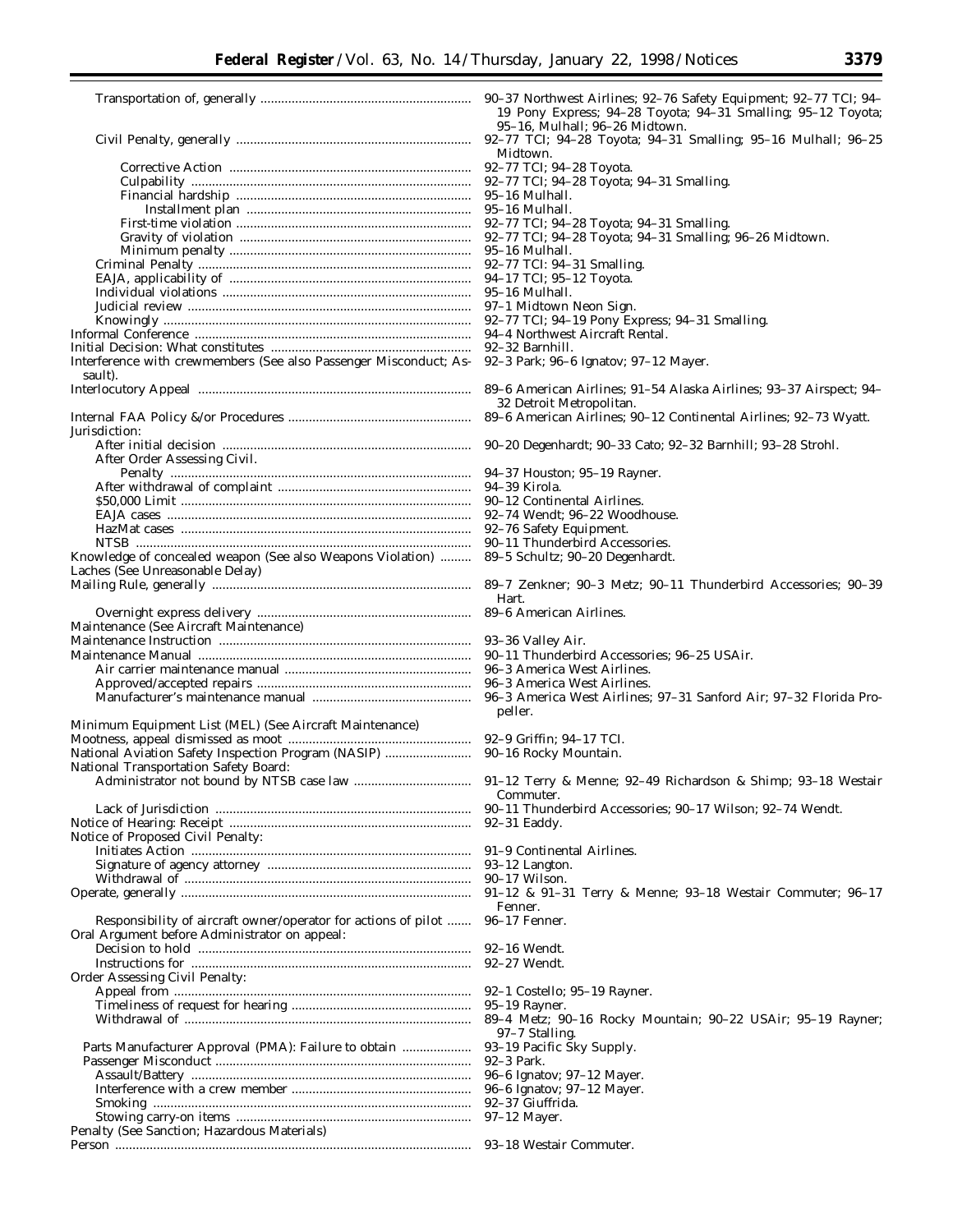| Topic | Cases |
|---|---|
| Transportation of, generally | 90–37 Northwest Airlines; 92–76 Safety Equipment; 92–77 TCI; 94–19 Pony Express; 94–28 Toyota; 94–31 Smalling; 95–12 Toyota; 95–16, Mulhall; 96–26 Midtown. |
| Civil Penalty, generally | 92–77 TCI; 94–28 Toyota; 94–31 Smalling; 95–16 Mulhall; 96–25 Midtown. |
| Corrective Action | 92–77 TCI; 94–28 Toyota. |
| Culpability | 92–77 TCI; 94–28 Toyota; 94–31 Smalling. |
| Financial hardship | 95–16 Mulhall. |
| Installment plan | 95–16 Mulhall. |
| First-time violation | 92–77 TCI; 94–28 Toyota; 94–31 Smalling. |
| Gravity of violation | 92–77 TCI; 94–28 Toyota; 94–31 Smalling; 96–26 Midtown. |
| Minimum penalty | 95–16 Mulhall. |
| Criminal Penalty | 92–77 TCI: 94–31 Smalling. |
| EAJA, applicability of | 94–17 TCI; 95–12 Toyota. |
| Individual violations | 95–16 Mulhall. |
| Judicial review | 97–1 Midtown Neon Sign. |
| Knowingly | 92–77 TCI; 94–19 Pony Express; 94–31 Smalling. |
| Informal Conference | 94–4 Northwest Aircraft Rental. |
| Initial Decision: What constitutes | 92–32 Barnhill. |
| Interference with crewmembers (See also Passenger Misconduct; Assault). | 92–3 Park; 96–6 Ignatov; 97–12 Mayer. |
| Interlocutory Appeal | 89–6 American Airlines; 91–54 Alaska Airlines; 93–37 Airspect; 94–32 Detroit Metropolitan. |
| Internal FAA Policy &/or Procedures | 89–6 American Airlines; 90–12 Continental Airlines; 92–73 Wyatt. |
| Jurisdiction: | |
| After initial decision | 90–20 Degenhardt; 90–33 Cato; 92–32 Barnhill; 93–28 Strohl. |
| After Order Assessing Civil. Penalty | 94–37 Houston; 95–19 Rayner. |
| After withdrawal of complaint | 94–39 Kirola. |
| $50,000 Limit | 90–12 Continental Airlines. |
| EAJA cases | 92–74 Wendt; 96–22 Woodhouse. |
| HazMat cases | 92–76 Safety Equipment. |
| NTSB | 90–11 Thunderbird Accessories. |
| Knowledge of concealed weapon (See also Weapons Violation) | 89–5 Schultz; 90–20 Degenhardt. |
| Laches (See Unreasonable Delay) | |
| Mailing Rule, generally | 89–7 Zenkner; 90–3 Metz; 90–11 Thunderbird Accessories; 90–39 Hart. |
| Overnight express delivery | 89–6 American Airlines. |
| Maintenance (See Aircraft Maintenance) | |
| Maintenance Instruction | 93–36 Valley Air. |
| Maintenance Manual | 90–11 Thunderbird Accessories; 96–25 USAir. |
| Air carrier maintenance manual | 96–3 America West Airlines. |
| Approved/accepted repairs | 96–3 America West Airlines. |
| Manufacturer's maintenance manual | 96–3 America West Airlines; 97–31 Sanford Air; 97–32 Florida Propeller. |
| Minimum Equipment List (MEL) (See Aircraft Maintenance) | |
| Mootness, appeal dismissed as moot | 92–9 Griffin; 94–17 TCI. |
| National Aviation Safety Inspection Program (NASIP) | 90–16 Rocky Mountain. |
| National Transportation Safety Board: | |
| Administrator not bound by NTSB case law | 91–12 Terry & Menne; 92–49 Richardson & Shimp; 93–18 Westair Commuter. |
| Lack of Jurisdiction | 90–11 Thunderbird Accessories; 90–17 Wilson; 92–74 Wendt. |
| Notice of Hearing: Receipt | 92–31 Eaddy. |
| Notice of Proposed Civil Penalty: | |
| Initiates Action | 91–9 Continental Airlines. |
| Signature of agency attorney | 93–12 Langton. |
| Withdrawal of | 90–17 Wilson. |
| Operate, generally | 91–12 & 91–31 Terry & Menne; 93–18 Westair Commuter; 96–17 Fenner. |
| Responsibility of aircraft owner/operator for actions of pilot | 96–17 Fenner. |
| Oral Argument before Administrator on appeal: | |
| Decision to hold | 92–16 Wendt. |
| Instructions for | 92–27 Wendt. |
| Order Assessing Civil Penalty: | |
| Appeal from | 92–1 Costello; 95–19 Rayner. |
| Timeliness of request for hearing | 95–19 Rayner. |
| Withdrawal of | 89–4 Metz; 90–16 Rocky Mountain; 90–22 USAir; 95–19 Rayner; 97–7 Stalling. |
| Parts Manufacturer Approval (PMA): Failure to obtain | 93–19 Pacific Sky Supply. |
| Passenger Misconduct | 92–3 Park. |
| Assault/Battery | 96–6 Ignatov; 97–12 Mayer. |
| Interference with a crew member | 96–6 Ignatov; 97–12 Mayer. |
| Smoking | 92–37 Giuffrida. |
| Stowing carry-on items | 97–12 Mayer. |
| Penalty (See Sanction; Hazardous Materials) | |
| Person | 93–18 Westair Commuter. |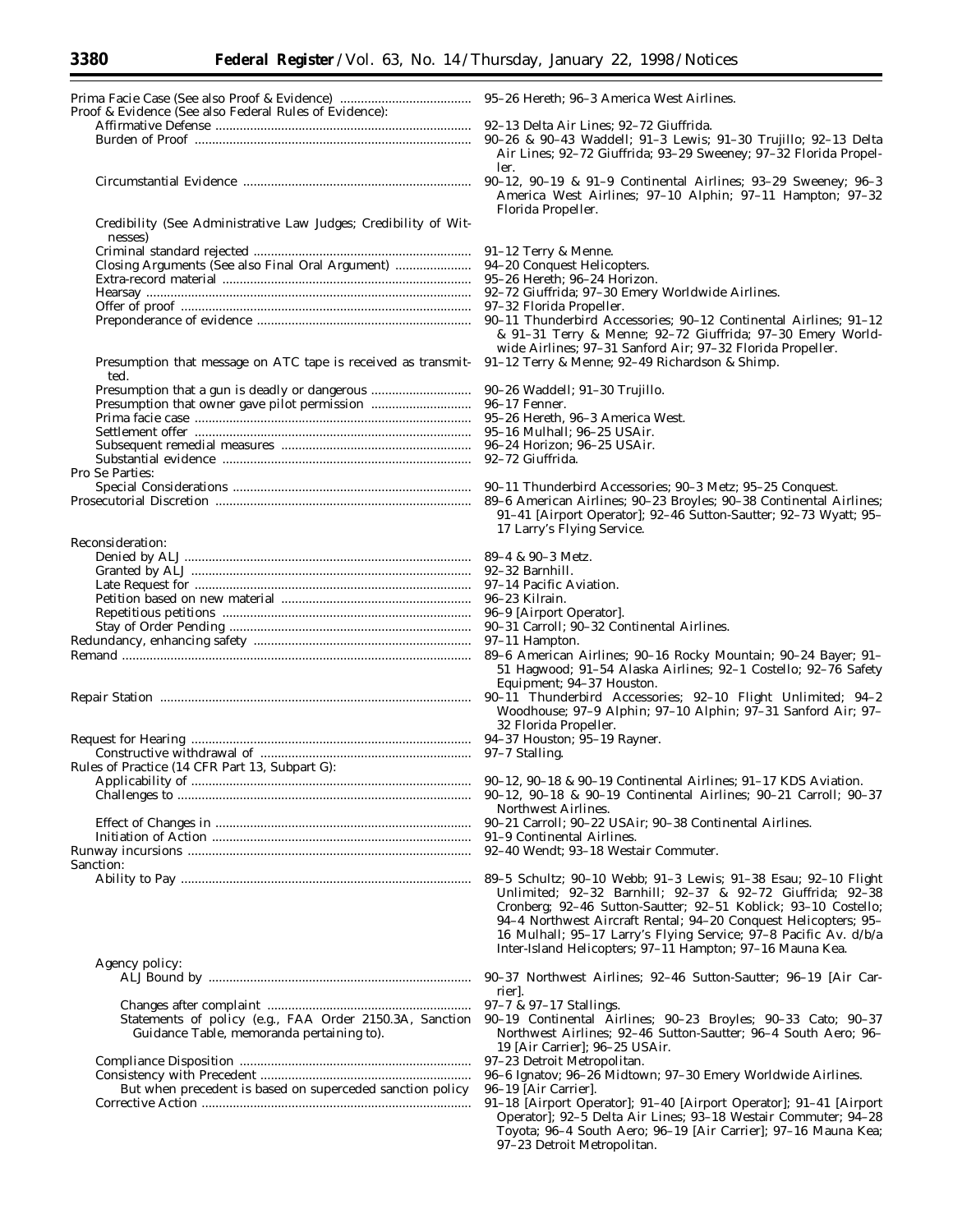| | |
|---|---|
| Prima Facie Case (See also Proof & Evidence) | 95–26 Hereth; 96–3 America West Airlines. |
| Proof & Evidence (See also Federal Rules of Evidence): | |
| Affirmative Defense | 92–13 Delta Air Lines; 92–72 Giuffrida. |
| Burden of Proof | 90–26 & 90–43 Waddell; 91–3 Lewis; 91–30 Trujillo; 92–13 Delta Air Lines; 92–72 Giuffrida; 93–29 Sweeney; 97–32 Florida Propeller. |
| Circumstantial Evidence | 90–12, 90–19 & 91–9 Continental Airlines; 93–29 Sweeney; 96–3 America West Airlines; 97–10 Alphin; 97–11 Hampton; 97–32 Florida Propeller. |
| Credibility (See Administrative Law Judges; Credibility of Witnesses) | |
| Criminal standard rejected | 91–12 Terry & Menne. |
| Closing Arguments (See also Final Oral Argument) | 94–20 Conquest Helicopters. |
| Extra-record material | 95–26 Hereth; 96–24 Horizon. |
| Hearsay | 92–72 Giuffrida; 97–30 Emery Worldwide Airlines. |
| Offer of proof | 97–32 Florida Propeller. |
| Preponderance of evidence | 90–11 Thunderbird Accessories; 90–12 Continental Airlines; 91–12 & 91–31 Terry & Menne; 92–72 Giuffrida; 97–30 Emery Worldwide Airlines; 97–31 Sanford Air; 97–32 Florida Propeller. |
| Presumption that message on ATC tape is received as transmitted. | 91–12 Terry & Menne; 92–49 Richardson & Shimp. |
| Presumption that a gun is deadly or dangerous | 90–26 Waddell; 91–30 Trujillo. |
| Presumption that owner gave pilot permission | 96–17 Fenner. |
| Prima facie case | 95–26 Hereth, 96–3 America West. |
| Settlement offer | 95–16 Mulhall; 96–25 USAir. |
| Subsequent remedial measures | 96–24 Horizon; 96–25 USAir. |
| Substantial evidence | 92–72 Giuffrida. |
| Pro Se Parties: | |
| Special Considerations | 90–11 Thunderbird Accessories; 90–3 Metz; 95–25 Conquest. |
| Prosecutorial Discretion | 89–6 American Airlines; 90–23 Broyles; 90–38 Continental Airlines; 91–41 [Airport Operator]; 92–46 Sutton-Sautter; 92–73 Wyatt; 95–17 Larry's Flying Service. |
| Reconsideration: | |
| Denied by ALJ | 89–4 & 90–3 Metz. |
| Granted by ALJ | 92–32 Barnhill. |
| Late Request for | 97–14 Pacific Aviation. |
| Petition based on new material | 96–23 Kilrain. |
| Repetitious petitions | 96–9 [Airport Operator]. |
| Stay of Order Pending | 90–31 Carroll; 90–32 Continental Airlines. |
| Redundancy, enhancing safety | 97–11 Hampton. |
| Remand | 89–6 American Airlines; 90–16 Rocky Mountain; 90–24 Bayer; 91–51 Hagwood; 91–54 Alaska Airlines; 92–1 Costello; 92–76 Safety Equipment; 94–37 Houston. |
| Repair Station | 90–11 Thunderbird Accessories; 92–10 Flight Unlimited; 94–2 Woodhouse; 97–9 Alphin; 97–10 Alphin; 97–31 Sanford Air; 97–32 Florida Propeller. |
| Request for Hearing | 94–37 Houston; 95–19 Rayner. |
| Constructive withdrawal of | 97–7 Stalling. |
| Rules of Practice (14 CFR Part 13, Subpart G): | |
| Applicability of | 90–12, 90–18 & 90–19 Continental Airlines; 91–17 KDS Aviation. |
| Challenges to | 90–12, 90–18 & 90–19 Continental Airlines; 90–21 Carroll; 90–37 Northwest Airlines. |
| Effect of Changes in | 90–21 Carroll; 90–22 USAir; 90–38 Continental Airlines. |
| Initiation of Action | 91–9 Continental Airlines. |
| Runway incursions | 92–40 Wendt; 93–18 Westair Commuter. |
| Sanction: | |
| Ability to Pay | 89–5 Schultz; 90–10 Webb; 91–3 Lewis; 91–38 Esau; 92–10 Flight Unlimited; 92–32 Barnhill; 92–37 & 92–72 Giuffrida; 92–38 Cronberg; 92–46 Sutton-Sautter; 92–51 Koblick; 93–10 Costello; 94–4 Northwest Aircraft Rental; 94–20 Conquest Helicopters; 95–16 Mulhall; 95–17 Larry's Flying Service; 97–8 Pacific Av. d/b/a Inter-Island Helicopters; 97–11 Hampton; 97–16 Mauna Kea. |
| Agency policy: | |
| ALJ Bound by | 90–37 Northwest Airlines; 92–46 Sutton-Sautter; 96–19 [Air Carrier]. |
| Changes after complaint | 97–7 & 97–17 Stallings. |
| Statements of policy (e.g., FAA Order 2150.3A, Sanction Guidance Table, memoranda pertaining to). | 90–19 Continental Airlines; 90–23 Broyles; 90–33 Cato; 90–37 Northwest Airlines; 92–46 Sutton-Sautter; 96–4 South Aero; 96–19 [Air Carrier]; 96–25 USAir. |
| Compliance Disposition | 97–23 Detroit Metropolitan. |
| Consistency with Precedent | 96–6 Ignatov; 96–26 Midtown; 97–30 Emery Worldwide Airlines. |
| But when precedent is based on superceded sanction policy | 96–19 [Air Carrier]. |
| Corrective Action | 91–18 [Airport Operator]; 91–40 [Airport Operator]; 91–41 [Airport Operator]; 92–5 Delta Air Lines; 93–18 Westair Commuter; 94–28 Toyota; 96–4 South Aero; 96–19 [Air Carrier]; 97–16 Mauna Kea; 97–23 Detroit Metropolitan. |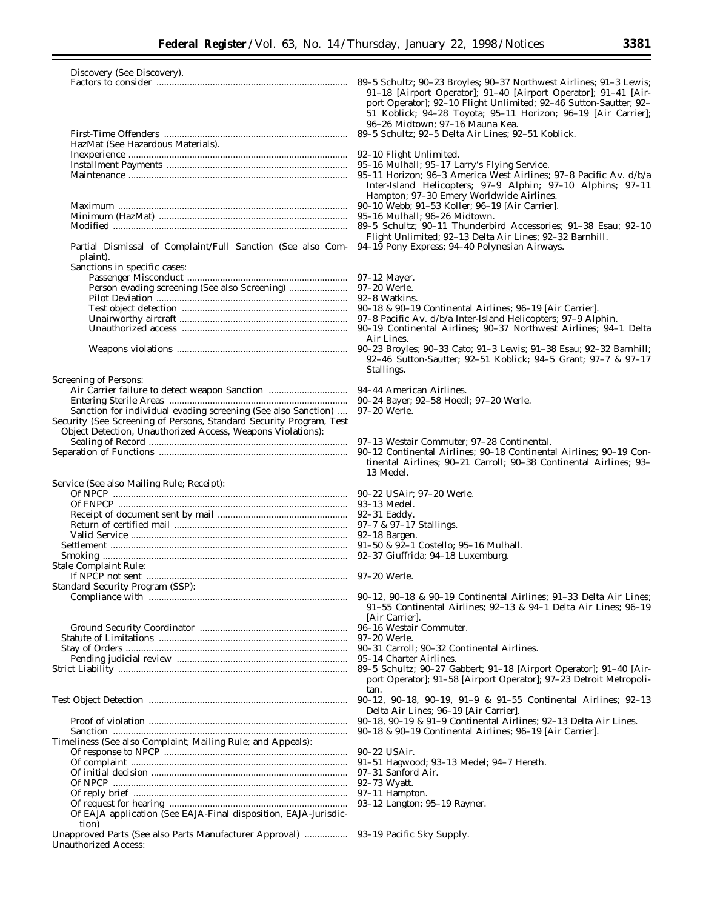Discovery (See Discovery).

| | |
|---|---|
| Factors to consider | 89–5 Schultz; 90–23 Broyles; 90–37 Northwest Airlines; 91–3 Lewis; 91–18 [Airport Operator]; 91–40 [Airport Operator]; 91–41 [Airport Operator]; 92–10 Flight Unlimited; 92–46 Sutton-Sautter; 92–51 Koblick; 94–28 Toyota; 95–11 Horizon; 96–19 [Air Carrier]; 96–26 Midtown; 97–16 Mauna Kea. |
| First-Time Offenders | 89–5 Schultz; 92–5 Delta Air Lines; 92–51 Koblick. |
| HazMat (See Hazardous Materials). | |
| Inexperience | 92–10 Flight Unlimited. |
| Installment Payments | 95–16 Mulhall; 95–17 Larry's Flying Service. |
| Maintenance | 95–11 Horizon; 96–3 America West Airlines; 97–8 Pacific Av. d/b/a Inter-Island Helicopters; 97–9 Alphin; 97–10 Alphins; 97–11 Hampton; 97–30 Emery Worldwide Airlines. |
| Maximum | 90–10 Webb; 91–53 Koller; 96–19 [Air Carrier]. |
| Minimum (HazMat) | 95–16 Mulhall; 96–26 Midtown. |
| Modified | 89–5 Schultz; 90–11 Thunderbird Accessories; 91–38 Esau; 92–10 Flight Unlimited; 92–13 Delta Air Lines; 92–32 Barnhill. |
| Partial Dismissal of Complaint/Full Sanction (See also Complaint). | 94–19 Pony Express; 94–40 Polynesian Airways. |
| Sanctions in specific cases: | |
| Passenger Misconduct | 97–12 Mayer. |
| Person evading screening (See also Screening) | 97–20 Werle. |
| Pilot Deviation | 92–8 Watkins. |
| Test object detection | 90–18 & 90–19 Continental Airlines; 96–19 [Air Carrier]. |
| Unairworthy aircraft | 97–8 Pacific Av. d/b/a Inter-Island Helicopters; 97–9 Alphin. |
| Unauthorized access | 90–19 Continental Airlines; 90–37 Northwest Airlines; 94–1 Delta Air Lines. |
| Weapons violations | 90–23 Broyles; 90–33 Cato; 91–3 Lewis; 91–38 Esau; 92–32 Barnhill; 92–46 Sutton-Sautter; 92–51 Koblick; 94–5 Grant; 97–7 & 97–17 Stallings. |
| **Screening of Persons:** | |
| Air Carrier failure to detect weapon Sanction | 94–44 American Airlines. |
| Entering Sterile Areas | 90–24 Bayer; 92–58 Hoedl; 97–20 Werle. |
| Sanction for individual evading screening (See also Sanction) | 97–20 Werle. |
| **Security (See Screening of Persons, Standard Security Program, Test Object Detection, Unauthorized Access, Weapons Violations):** | |
| Sealing of Record | 97–13 Westair Commuter; 97–28 Continental. |
| **Separation of Functions** | 90–12 Continental Airlines; 90–18 Continental Airlines; 90–19 Continental Airlines; 90–21 Carroll; 90–38 Continental Airlines; 93–13 Medel. |
| **Service (See also Mailing Rule; Receipt):** | |
| Of NPCP | 90–22 USAir; 97–20 Werle. |
| Of FNPCP | 93–13 Medel. |
| Receipt of document sent by mail | 92–31 Eaddy. |
| Return of certified mail | 97–7 & 97–17 Stallings. |
| Valid Service | 92–18 Bargen. |
| Settlement | 91–50 & 92–1 Costello; 95–16 Mulhall. |
| Smoking | 92–37 Giuffrida; 94–18 Luxemburg. |
| **Stale Complaint Rule:** | |
| If NPCP not sent | 97–20 Werle. |
| **Standard Security Program (SSP):** | |
| Compliance with | 90–12, 90–18 & 90–19 Continental Airlines; 91–33 Delta Air Lines; 91–55 Continental Airlines; 92–13 & 94–1 Delta Air Lines; 96–19 [Air Carrier]. |
| Ground Security Coordinator | 96–16 Westair Commuter. |
| Statute of Limitations | 97–20 Werle. |
| Stay of Orders | 90–31 Carroll; 90–32 Continental Airlines. |
| Pending judicial review | 95–14 Charter Airlines. |
| **Strict Liability** | 89–5 Schultz; 90–27 Gabbert; 91–18 [Airport Operator]; 91–40 [Airport Operator]; 91–58 [Airport Operator]; 97–23 Detroit Metropolitan. |
| **Test Object Detection** | 90–12, 90–18, 90–19, 91–9 & 91–55 Continental Airlines; 92–13 Delta Air Lines; 96–19 [Air Carrier]. |
| Proof of violation | 90–18, 90–19 & 91–9 Continental Airlines; 92–13 Delta Air Lines. |
| Sanction | 90–18 & 90–19 Continental Airlines; 96–19 [Air Carrier]. |
| **Timeliness (See also Complaint; Mailing Rule; and Appeals):** | |
| Of response to NPCP | 90–22 USAir. |
| Of complaint | 91–51 Hagwood; 93–13 Medel; 94–7 Hereth. |
| Of initial decision | 97–31 Sanford Air. |
| Of NPCP | 92–73 Wyatt. |
| Of reply brief | 97–11 Hampton. |
| Of request for hearing | 93–12 Langton; 95–19 Rayner. |
| Of EAJA application (See EAJA-Final disposition, EAJA-Jurisdiction) | |
| **Unapproved Parts (See also Parts Manufacturer Approval)** | 93–19 Pacific Sky Supply. |
| **Unauthorized Access:** | |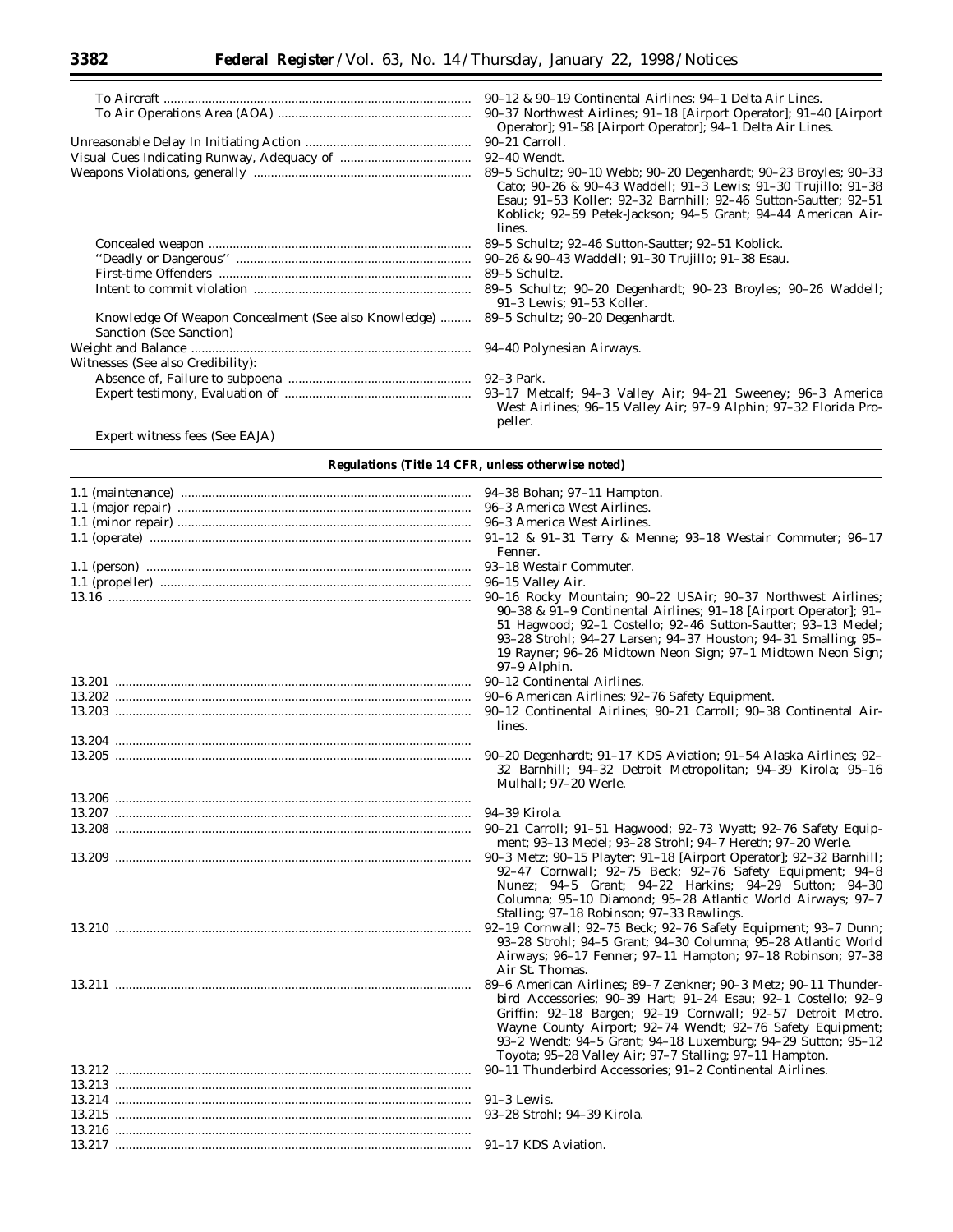| | |
|---|---|
| To Aircraft | 90–12 & 90–19 Continental Airlines; 94–1 Delta Air Lines. |
| To Air Operations Area (AOA) | 90–37 Northwest Airlines; 91–18 [Airport Operator]; 91–40 [Airport Operator]; 91–58 [Airport Operator]; 94–1 Delta Air Lines. |
| Unreasonable Delay In Initiating Action | 90–21 Carroll. |
| Visual Cues Indicating Runway, Adequacy of | 92–40 Wendt. |
| Weapons Violations, generally | 89–5 Schultz; 90–10 Webb; 90–20 Degenhardt; 90–23 Broyles; 90–33 Cato; 90–26 & 90–43 Waddell; 91–3 Lewis; 91–30 Trujillo; 91–38 Esau; 91–53 Koller; 92–32 Barnhill; 92–46 Sutton-Sautter; 92–51 Koblick; 92–59 Petek-Jackson; 94–5 Grant; 94–44 American Airlines. |
| Concealed weapon | 89–5 Schultz; 92–46 Sutton-Sautter; 92–51 Koblick. |
| ''Deadly or Dangerous'' | 90–26 & 90–43 Waddell; 91–30 Trujillo; 91–38 Esau. |
| First-time Offenders | 89–5 Schultz. |
| Intent to commit violation | 89–5 Schultz; 90–20 Degenhardt; 90–23 Broyles; 90–26 Waddell; 91–3 Lewis; 91–53 Koller. |
| Knowledge Of Weapon Concealment (See also Knowledge) | 89–5 Schultz; 90–20 Degenhardt. |
| Sanction (See Sanction) | |
| Weight and Balance | 94–40 Polynesian Airways. |
| Witnesses (See also Credibility): | |
| Absence of, Failure to subpoena | 92–3 Park. |
| Expert testimony, Evaluation of | 93–17 Metcalf; 94–3 Valley Air; 94–21 Sweeney; 96–3 America West Airlines; 96–15 Valley Air; 97–9 Alphin; 97–32 Florida Propeller. |
| Expert witness fees (See EAJA) | |

**Regulations (Title 14 CFR, unless otherwise noted)**

| | |
|---|---|
| 1.1 (maintenance) | 94–38 Bohan; 97–11 Hampton. |
| 1.1 (major repair) | 96–3 America West Airlines. |
| 1.1 (minor repair) | 96–3 America West Airlines. |
| 1.1 (operate) | 91–12 & 91–31 Terry & Menne; 93–18 Westair Commuter; 96–17 Fenner. |
| 1.1 (person) | 93–18 Westair Commuter. |
| 1.1 (propeller) | 96–15 Valley Air. |
| 13.16 | 90–16 Rocky Mountain; 90–22 USAir; 90–37 Northwest Airlines; 90–38 & 91–9 Continental Airlines; 91–18 [Airport Operator]; 91–51 Hagwood; 92–1 Costello; 92–46 Sutton-Sautter; 93–13 Medel; 93–28 Strohl; 94–27 Larsen; 94–37 Houston; 94–31 Smalling; 95–19 Rayner; 96–26 Midtown Neon Sign; 97–1 Midtown Neon Sign; 97–9 Alphin. |
| 13.201 | 90–12 Continental Airlines. |
| 13.202 | 90–6 American Airlines; 92–76 Safety Equipment. |
| 13.203 | 90–12 Continental Airlines; 90–21 Carroll; 90–38 Continental Airlines. |
| 13.204 | |
| 13.205 | 90–20 Degenhardt; 91–17 KDS Aviation; 91–54 Alaska Airlines; 92–32 Barnhill; 94–32 Detroit Metropolitan; 94–39 Kirola; 95–16 Mulhall; 97–20 Werle. |
| 13.206 | |
| 13.207 | 94–39 Kirola. |
| 13.208 | 90–21 Carroll; 91–51 Hagwood; 92–73 Wyatt; 92–76 Safety Equipment; 93–13 Medel; 93–28 Strohl; 94–7 Hereth; 97–20 Werle. |
| 13.209 | 90–3 Metz; 90–15 Playter; 91–18 [Airport Operator]; 92–32 Barnhill; 92–47 Cornwall; 92–75 Beck; 92–76 Safety Equipment; 94–8 Nunez; 94–5 Grant; 94–22 Harkins; 94–29 Sutton; 94–30 Columna; 95–10 Diamond; 95–28 Atlantic World Airways; 97–7 Stalling; 97–18 Robinson; 97–33 Rawlings. |
| 13.210 | 92–19 Cornwall; 92–75 Beck; 92–76 Safety Equipment; 93–7 Dunn; 93–28 Strohl; 94–5 Grant; 94–30 Columna; 95–28 Atlantic World Airways; 96–17 Fenner; 97–11 Hampton; 97–18 Robinson; 97–38 Air St. Thomas. |
| 13.211 | 89–6 American Airlines; 89–7 Zenkner; 90–3 Metz; 90–11 Thunderbird Accessories; 90–39 Hart; 91–24 Esau; 92–1 Costello; 92–9 Griffin; 92–18 Bargen; 92–19 Cornwall; 92–57 Detroit Metro. Wayne County Airport; 92–74 Wendt; 92–76 Safety Equipment; 93–2 Wendt; 94–5 Grant; 94–18 Luxemburg; 94–29 Sutton; 95–12 Toyota; 95–28 Valley Air; 97–7 Stalling; 97–11 Hampton. |
| 13.212 | 90–11 Thunderbird Accessories; 91–2 Continental Airlines. |
| 13.213 | |
| 13.214 | 91–3 Lewis. |
| 13.215 | 93–28 Strohl; 94–39 Kirola. |
| 13.216 | |
| 13.217 | 91–17 KDS Aviation. |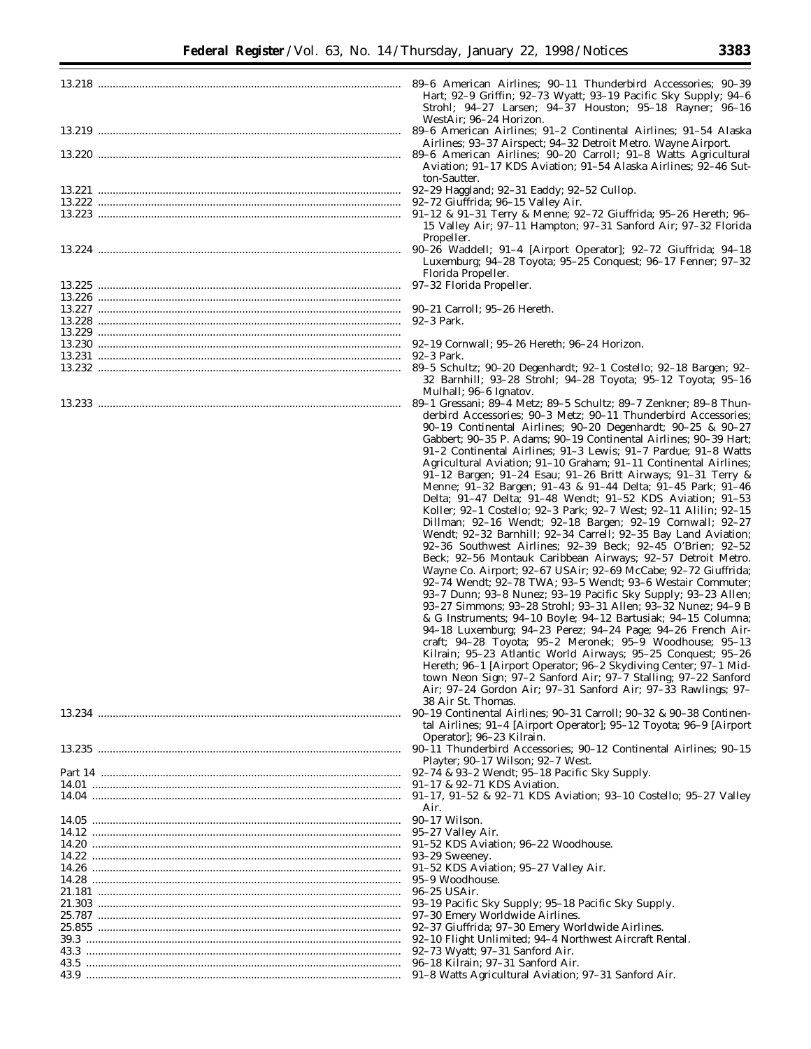| | |
|---|---|
| 13.218 | 89–6 American Airlines; 90–11 Thunderbird Accessories; 90–39 Hart; 92–9 Griffin; 92–73 Wyatt; 93–19 Pacific Sky Supply; 94–6 Strohl; 94–27 Larsen; 94–37 Houston; 95–18 Rayner; 96–16 WestAir; 96–24 Horizon. |
| 13.219 | 89–6 American Airlines; 91–2 Continental Airlines; 91–54 Alaska Airlines; 93–37 Airspect; 94–32 Detroit Metro. Wayne Airport. |
| 13.220 | 89–6 American Airlines; 90–20 Carroll; 91–8 Watts Agricultural Aviation; 91–17 KDS Aviation; 91–54 Alaska Airlines; 92–46 Sutton-Sautter. |
| 13.221 | 92–29 Haggland; 92–31 Eaddy; 92–52 Cullop. |
| 13.222 | 92–72 Giuffrida; 96–15 Valley Air. |
| 13.223 | 91–12 & 91–31 Terry & Menne; 92–72 Giuffrida; 95–26 Hereth; 96–15 Valley Air; 97–11 Hampton; 97–31 Sanford Air; 97–32 Florida Propeller. |
| 13.224 | 90–26 Waddell; 91–4 [Airport Operator]; 92–72 Giuffrida; 94–18 Luxemburg; 94–28 Toyota; 95–25 Conquest; 96–17 Fenner; 97–32 Florida Propeller. |
| 13.225 | 97–32 Florida Propeller. |
| 13.226 | |
| 13.227 | 90–21 Carroll; 95–26 Hereth. |
| 13.228 | 92–3 Park. |
| 13.229 | |
| 13.230 | 92–19 Cornwall; 95–26 Hereth; 96–24 Horizon. |
| 13.231 | 92–3 Park. |
| 13.232 | 89–5 Schultz; 90–20 Degenhardt; 92–1 Costello; 92–18 Bargen; 92–32 Barnhill; 93–28 Strohl; 94–28 Toyota; 95–12 Toyota; 95–16 Mulhall; 96–6 Ignatov. |
| 13.233 | 89–1 Gressani; 89–4 Metz; 89–5 Schultz; 89–7 Zenkner; 89–8 Thunderbird Accessories; 90–3 Metz; 90–11 Thunderbird Accessories; 90–19 Continental Airlines; 90–20 Degenhardt; 90–25 & 90–27 Gabbert; 90–35 P. Adams; 90–19 Continental Airlines; 90–39 Hart; 91–2 Continental Airlines; 91–3 Lewis; 91–7 Pardue; 91–8 Watts Agricultural Aviation; 91–10 Graham; 91–11 Continental Airlines; 91–12 Bargen; 91–24 Esau; 91–26 Britt Airways; 91–31 Terry & Menne; 91–32 Bargen; 91–43 & 91–44 Delta; 91–45 Park; 91–46 Delta; 91–47 Delta; 91–48 Wendt; 91–52 KDS Aviation; 91–53 Koller; 92–1 Costello; 92–3 Park; 92–7 West; 92–11 Alilin; 92–15 Dillman; 92–16 Wendt; 92–18 Bargen; 92–19 Cornwall; 92–27 Wendt; 92–32 Barnhill; 92–34 Carrell; 92–35 Bay Land Aviation; 92–36 Southwest Airlines; 92–39 Beck; 92–45 O'Brien; 92–52 Beck; 92–56 Montauk Caribbean Airways; 92–57 Detroit Metro. Wayne Co. Airport; 92–67 USAir; 92–69 McCabe; 92–72 Giuffrida; 92–74 Wendt; 92–78 TWA; 93–5 Wendt; 93–6 Westair Commuter; 93–7 Dunn; 93–8 Nunez; 93–19 Pacific Sky Supply; 93–23 Allen; 93–27 Simmons; 93–28 Strohl; 93–31 Allen; 93–32 Nunez; 94–9 B & G Instruments; 94–10 Boyle; 94–12 Bartusiak; 94–15 Columna; 94–18 Luxemburg; 94–23 Perez; 94–24 Page; 94–26 French Aircraft; 94–28 Toyota; 95–2 Meronek; 95–9 Woodhouse; 95–13 Kilrain; 95–23 Atlantic World Airways; 95–25 Conquest; 95–26 Hereth; 96–1 [Airport Operator; 96–2 Skydiving Center; 97–1 Midtown Neon Sign; 97–2 Sanford Air; 97–7 Stalling; 97–22 Sanford Air; 97–24 Gordon Air; 97–31 Sanford Air; 97–33 Rawlings; 97–38 Air St. Thomas. |
| 13.234 | 90–19 Continental Airlines; 90–31 Carroll; 90–32 & 90–38 Continental Airlines; 91–4 [Airport Operator]; 95–12 Toyota; 96–9 [Airport Operator]; 96–23 Kilrain. |
| 13.235 | 90–11 Thunderbird Accessories; 90–12 Continental Airlines; 90–15 Playter; 90–17 Wilson; 92–7 West. |
| Part 14 | 92–74 & 93–2 Wendt; 95–18 Pacific Sky Supply. |
| 14.01 | 91–17 & 92–71 KDS Aviation. |
| 14.04 | 91–17, 91–52 & 92–71 KDS Aviation; 93–10 Costello; 95–27 Valley Air. |
| 14.05 | 90–17 Wilson. |
| 14.12 | 95–27 Valley Air. |
| 14.20 | 91–52 KDS Aviation; 96–22 Woodhouse. |
| 14.22 | 93–29 Sweeney. |
| 14.26 | 91–52 KDS Aviation; 95–27 Valley Air. |
| 14.28 | 95–9 Woodhouse. |
| 21.181 | 96–25 USAir. |
| 21.303 | 93–19 Pacific Sky Supply; 95–18 Pacific Sky Supply. |
| 25.787 | 97–30 Emery Worldwide Airlines. |
| 25.855 | 92–37 Giuffrida; 97–30 Emery Worldwide Airlines. |
| 39.3 | 92–10 Flight Unlimited; 94–4 Northwest Aircraft Rental. |
| 43.3 | 92–73 Wyatt; 97–31 Sanford Air. |
| 43.5 | 96–18 Kilrain; 97–31 Sanford Air. |
| 43.9 | 91–8 Watts Agricultural Aviation; 97–31 Sanford Air. |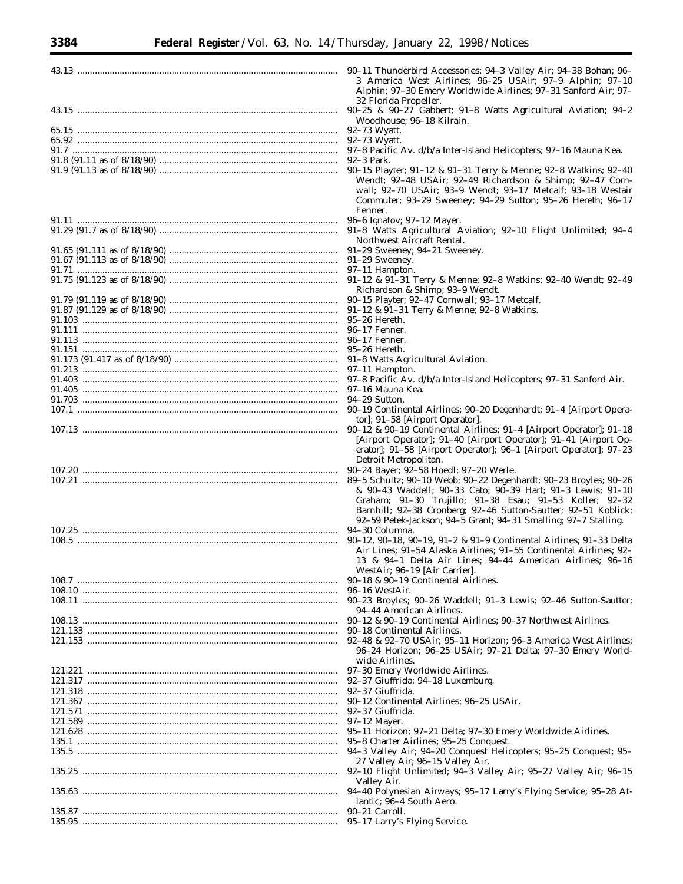| | |
|---|---|
| 43.13 | 90–11 Thunderbird Accessories; 94–3 Valley Air; 94–38 Bohan; 96–3 America West Airlines; 96–25 USAir; 97–9 Alphin; 97–10 Alphin; 97–30 Emery Worldwide Airlines; 97–31 Sanford Air; 97–32 Florida Propeller. |
| 43.15 | 90–25 & 90–27 Gabbert; 91–8 Watts Agricultural Aviation; 94–2 Woodhouse; 96–18 Kilrain. |
| 65.15 | 92–73 Wyatt. |
| 65.92 | 92–73 Wyatt. |
| 91.7 | 97–8 Pacific Av. d/b/a Inter-Island Helicopters; 97–16 Mauna Kea. |
| 91.8 (91.11 as of 8/18/90) | 92–3 Park. |
| 91.9 (91.13 as of 8/18/90) | 90–15 Playter; 91–12 & 91–31 Terry & Menne; 92–8 Watkins; 92–40 Wendt; 92–48 USAir; 92–49 Richardson & Shimp; 92–47 Cornwall; 92–70 USAir; 93–9 Wendt; 93–17 Metcalf; 93–18 Westair Commuter; 93–29 Sweeney; 94–29 Sutton; 95–26 Hereth; 96–17 Fenner. |
| 91.11 | 96–6 Ignatov; 97–12 Mayer. |
| 91.29 (91.7 as of 8/18/90) | 91–8 Watts Agricultural Aviation; 92–10 Flight Unlimited; 94–4 Northwest Aircraft Rental. |
| 91.65 (91.111 as of 8/18/90) | 91–29 Sweeney; 94–21 Sweeney. |
| 91.67 (91.113 as of 8/18/90) | 91–29 Sweeney. |
| 91.71 | 97–11 Hampton. |
| 91.75 (91.123 as of 8/18/90) | 91–12 & 91–31 Terry & Menne; 92–8 Watkins; 92–40 Wendt; 92–49 Richardson & Shimp; 93–9 Wendt. |
| 91.79 (91.119 as of 8/18/90) | 90–15 Playter; 92–47 Cornwall; 93–17 Metcalf. |
| 91.87 (91.129 as of 8/18/90) | 91–12 & 91–31 Terry & Menne; 92–8 Watkins. |
| 91.103 | 95–26 Hereth. |
| 91.111 | 96–17 Fenner. |
| 91.113 | 96–17 Fenner. |
| 91.151 | 95–26 Hereth. |
| 91.173 (91.417 as of 8/18/90) | 91–8 Watts Agricultural Aviation. |
| 91.213 | 97–11 Hampton. |
| 91.403 | 97–8 Pacific Av. d/b/a Inter-Island Helicopters; 97–31 Sanford Air. |
| 91.405 | 97–16 Mauna Kea. |
| 91.703 | 94–29 Sutton. |
| 107.1 | 90–19 Continental Airlines; 90–20 Degenhardt; 91–4 [Airport Operator]; 91–58 [Airport Operator]. |
| 107.13 | 90–12 & 90–19 Continental Airlines; 91–4 [Airport Operator]; 91–18 [Airport Operator]; 91–40 [Airport Operator]; 91–41 [Airport Operator]; 91–58 [Airport Operator]; 96–1 [Airport Operator]; 97–23 Detroit Metropolitan. |
| 107.20 | 90–24 Bayer; 92–58 Hoedl; 97–20 Werle. |
| 107.21 | 89–5 Schultz; 90–10 Webb; 90–22 Degenhardt; 90–23 Broyles; 90–26 & 90–43 Waddell; 90–33 Cato; 90–39 Hart; 91–3 Lewis; 91–10 Graham; 91–30 Trujillo; 91–38 Esau; 91–53 Koller; 92–32 Barnhill; 92–38 Cronberg; 92–46 Sutton-Sautter; 92–51 Koblick; 92–59 Petek-Jackson; 94–5 Grant; 94–31 Smalling; 97–7 Stalling. |
| 107.25 | 94–30 Columna. |
| 108.5 | 90–12, 90–18, 90–19, 91–2 & 91–9 Continental Airlines; 91–33 Delta Air Lines; 91–54 Alaska Airlines; 91–55 Continental Airlines; 92–13 & 94–1 Delta Air Lines; 94–44 American Airlines; 96–16 WestAir; 96–19 [Air Carrier]. |
| 108.7 | 90–18 & 90–19 Continental Airlines. |
| 108.10 | 96–16 WestAir. |
| 108.11 | 90–23 Broyles; 90–26 Waddell; 91–3 Lewis; 92–46 Sutton-Sautter; 94–44 American Airlines. |
| 108.13 | 90–12 & 90–19 Continental Airlines; 90–37 Northwest Airlines. |
| 121.133 | 90–18 Continental Airlines. |
| 121.153 | 92–48 & 92–70 USAir; 95–11 Horizon; 96–3 America West Airlines; 96–24 Horizon; 96–25 USAir; 97–21 Delta; 97–30 Emery Worldwide Airlines. |
| 121.221 | 97–30 Emery Worldwide Airlines. |
| 121.317 | 92–37 Giuffrida; 94–18 Luxemburg. |
| 121.318 | 92–37 Giuffrida. |
| 121.367 | 90–12 Continental Airlines; 96–25 USAir. |
| 121.571 | 92–37 Giuffrida. |
| 121.589 | 97–12 Mayer. |
| 121.628 | 95–11 Horizon; 97–21 Delta; 97–30 Emery Worldwide Airlines. |
| 135.1 | 95–8 Charter Airlines; 95–25 Conquest. |
| 135.5 | 94–3 Valley Air; 94–20 Conquest Helicopters; 95–25 Conquest; 95–27 Valley Air; 96–15 Valley Air. |
| 135.25 | 92–10 Flight Unlimited; 94–3 Valley Air; 95–27 Valley Air; 96–15 Valley Air. |
| 135.63 | 94–40 Polynesian Airways; 95–17 Larry's Flying Service; 95–28 Atlantic; 96–4 South Aero. |
| 135.87 | 90–21 Carroll. |
| 135.95 | 95–17 Larry's Flying Service. |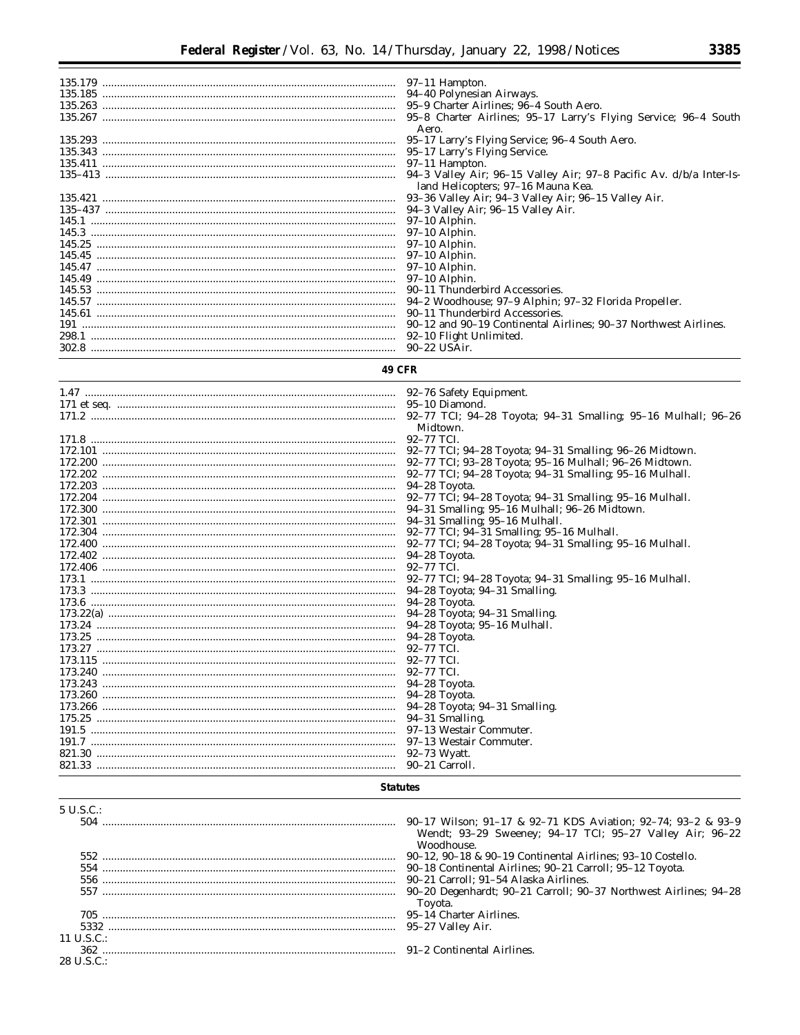| | |
|---|---|
| 135.179 | 97–11 Hampton. |
| 135.185 | 94–40 Polynesian Airways. |
| 135.263 | 95–9 Charter Airlines; 96–4 South Aero. |
| 135.267 | 95–8 Charter Airlines; 95–17 Larry's Flying Service; 96–4 South Aero. |
| 135.293 | 95–17 Larry's Flying Service; 96–4 South Aero. |
| 135.343 | 95–17 Larry's Flying Service. |
| 135.411 | 97–11 Hampton. |
| 135–413 | 94–3 Valley Air; 96–15 Valley Air; 97–8 Pacific Av. d/b/a Inter-Island Helicopters; 97–16 Mauna Kea. |
| 135.421 | 93–36 Valley Air; 94–3 Valley Air; 96–15 Valley Air. |
| 135–437 | 94–3 Valley Air; 96–15 Valley Air. |
| 145.1 | 97–10 Alphin. |
| 145.3 | 97–10 Alphin. |
| 145.25 | 97–10 Alphin. |
| 145.45 | 97–10 Alphin. |
| 145.47 | 97–10 Alphin. |
| 145.49 | 97–10 Alphin. |
| 145.53 | 90–11 Thunderbird Accessories. |
| 145.57 | 94–2 Woodhouse; 97–9 Alphin; 97–32 Florida Propeller. |
| 145.61 | 90–11 Thunderbird Accessories. |
| 191 | 90–12 and 90–19 Continental Airlines; 90–37 Northwest Airlines. |
| 298.1 | 92–10 Flight Unlimited. |
| 302.8 | 90–22 USAir. |

**49 CFR**

| | |
|---|---|
| 1.47 | 92–76 Safety Equipment. |
| 171 et seq. | 95–10 Diamond. |
| 171.2 | 92–77 TCI; 94–28 Toyota; 94–31 Smalling; 95–16 Mulhall; 96–26 Midtown. |
| 171.8 | 92–77 TCI. |
| 172.101 | 92–77 TCI; 94–28 Toyota; 94–31 Smalling; 96–26 Midtown. |
| 172.200 | 92–77 TCI; 93–28 Toyota; 95–16 Mulhall; 96–26 Midtown. |
| 172.202 | 92–77 TCI; 94–28 Toyota; 94–31 Smalling; 95–16 Mulhall. |
| 172.203 | 94–28 Toyota. |
| 172.204 | 92–77 TCI; 94–28 Toyota; 94–31 Smalling; 95–16 Mulhall. |
| 172.300 | 94–31 Smalling; 95–16 Mulhall; 96–26 Midtown. |
| 172.301 | 94–31 Smalling; 95–16 Mulhall. |
| 172.304 | 92–77 TCI; 94–31 Smalling; 95–16 Mulhall. |
| 172.400 | 92–77 TCI; 94–28 Toyota; 94–31 Smalling; 95–16 Mulhall. |
| 172.402 | 94–28 Toyota. |
| 172.406 | 92–77 TCI. |
| 173.1 | 92–77 TCI; 94–28 Toyota; 94–31 Smalling; 95–16 Mulhall. |
| 173.3 | 94–28 Toyota; 94–31 Smalling. |
| 173.6 | 94–28 Toyota. |
| 173.22(a) | 94–28 Toyota; 94–31 Smalling. |
| 173.24 | 94–28 Toyota; 95–16 Mulhall. |
| 173.25 | 94–28 Toyota. |
| 173.27 | 92–77 TCI. |
| 173.115 | 92–77 TCI. |
| 173.240 | 92–77 TCI. |
| 173.243 | 94–28 Toyota. |
| 173.260 | 94–28 Toyota. |
| 173.266 | 94–28 Toyota; 94–31 Smalling. |
| 175.25 | 94–31 Smalling. |
| 191.5 | 97–13 Westair Commuter. |
| 191.7 | 97–13 Westair Commuter. |
| 821.30 | 92–73 Wyatt. |
| 821.33 | 90–21 Carroll. |

**Statutes**

| | |
|---|---|
| 5 U.S.C.: | |
| 504 | 90–17 Wilson; 91–17 & 92–71 KDS Aviation; 92–74; 93–2 & 93–9 Wendt; 93–29 Sweeney; 94–17 TCI; 95–27 Valley Air; 96–22 Woodhouse. |
| 552 | 90–12, 90–18 & 90–19 Continental Airlines; 93–10 Costello. |
| 554 | 90–18 Continental Airlines; 90–21 Carroll; 95–12 Toyota. |
| 556 | 90–21 Carroll; 91–54 Alaska Airlines. |
| 557 | 90–20 Degenhardt; 90–21 Carroll; 90–37 Northwest Airlines; 94–28 Toyota. |
| 705 | 95–14 Charter Airlines. |
| 5332 | 95–27 Valley Air. |
| 11 U.S.C.: | |
| 362 | 91–2 Continental Airlines. |
| 28 U.S.C.: | |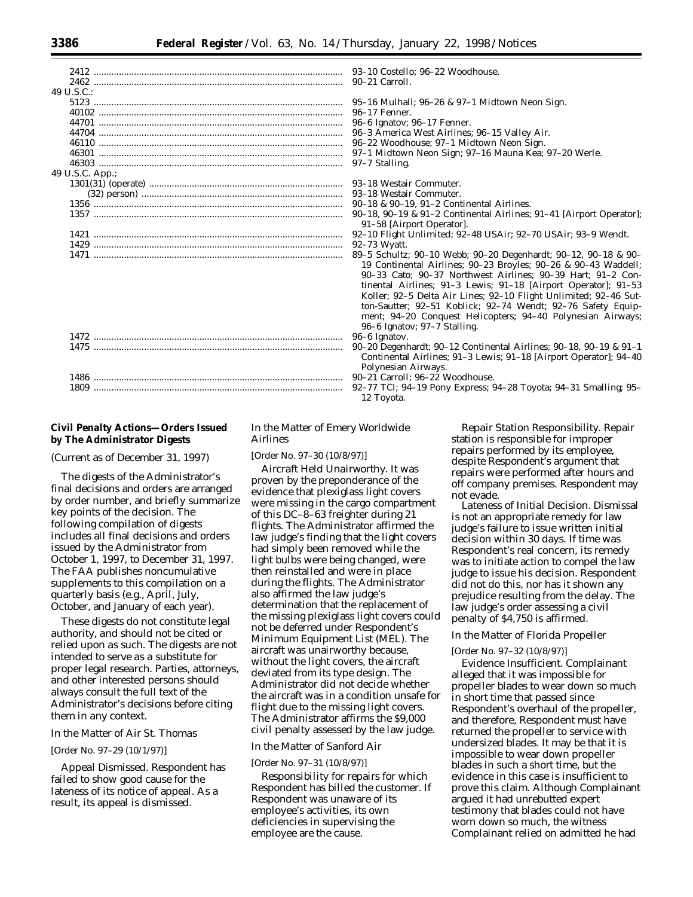| | |
|---|---|
| 2412 | 93–10 Costello; 96–22 Woodhouse. |
| 2462 | 90–21 Carroll. |
| 49 U.S.C.: | |
| 5123 | 95–16 Mulhall; 96–26 & 97–1 Midtown Neon Sign. |
| 40102 | 96–17 Fenner. |
| 44701 | 96–6 Ignatov; 96–17 Fenner. |
| 44704 | 96–3 America West Airlines; 96–15 Valley Air. |
| 46110 | 96–22 Woodhouse; 97–1 Midtown Neon Sign. |
| 46301 | 97–1 Midtown Neon Sign; 97–16 Mauna Kea; 97–20 Werle. |
| 46303 | 97–7 Stalling. |
| 49 U.S.C. App.; | |
| 1301(31) (operate) | 93–18 Westair Commuter. |
| (32) person) | 93–18 Westair Commuter. |
| 1356 | 90–18 & 90–19, 91–2 Continental Airlines. |
| 1357 | 90–18, 90–19 & 91–2 Continental Airlines; 91–41 [Airport Operator]; 91–58 [Airport Operator]. |
| 1421 | 92–10 Flight Unlimited; 92–48 USAir; 92–70 USAir; 93–9 Wendt. |
| 1429 | 92–73 Wyatt. |
| 1471 | 89–5 Schultz; 90–10 Webb; 90–20 Degenhardt; 90–12, 90–18 & 90–19 Continental Airlines; 90–23 Broyles; 90–26 & 90–43 Waddell; 90–33 Cato; 90–37 Northwest Airlines; 90–39 Hart; 91–2 Continental Airlines; 91–3 Lewis; 91–18 [Airport Operator]; 91–53 Koller; 92–5 Delta Air Lines; 92–10 Flight Unlimited; 92–46 Sutton-Sautter; 92–51 Koblick; 92–74 Wendt; 92–76 Safety Equipment; 94–20 Conquest Helicopters; 94–40 Polynesian Airways; 96–6 Ignatov; 97–7 Stalling. |
| 1472 | 96–6 Ignatov. |
| 1475 | 90–20 Degenhardt; 90–12 Continental Airlines; 90–18, 90–19 & 91–1 Continental Airlines; 91–3 Lewis; 91–18 [Airport Operator]; 94–40 Polynesian Airways. |
| 1486 | 90–21 Carroll; 96–22 Woodhouse. |
| 1809 | 92–77 TCI; 94–19 Pony Express; 94–28 Toyota; 94–31 Smalling; 95–12 Toyota. |

**Civil Penalty Actions—Orders Issued by The Administrator Digests**

(Current as of December 31, 1997)

The digests of the Administrator's final decisions and orders are arranged by order number, and briefly summarize key points of the decision. The following compilation of digests includes all final decisions and orders issued by the Administrator from October 1, 1997, to December 31, 1997. The FAA publishes noncumulative supplements to this compilation on a quarterly basis (e.g., April, July, October, and January of each year).

These digests do not constitute legal authority, and should not be cited or relied upon as such. The digests are not intended to serve as a substitute for proper legal research. Parties, attorneys, and other interested persons should always consult the full text of the Administrator's decisions before citing them in any context.

*In the Matter of Air St. Thomas*

[Order No. 97–29 (10/1/97)]

*Appeal Dismissed.* Respondent has failed to show good cause for the lateness of its notice of appeal. As a result, its appeal is dismissed.

*In the Matter of Emery Worldwide Airlines*

[Order No. 97–30 (10/8/97)]

*Aircraft Held Unairworthy.* It was proven by the preponderance of the evidence that plexiglass light covers were missing in the cargo compartment of this DC–8–63 freighter during 21 flights. The Administrator affirmed the law judge's finding that the light covers had simply been removed while the light bulbs were being changed, were then reinstalled and were in place during the flights. The Administrator also affirmed the law judge's determination that the replacement of the missing plexiglass light covers could not be deferred under Respondent's Minimum Equipment List (MEL). The aircraft was unairworthy because, without the light covers, the aircraft deviated from its type design. The Administrator did not decide whether the aircraft was in a condition unsafe for flight due to the missing light covers. The Administrator affirms the $9,000 civil penalty assessed by the law judge.

*In the Matter of Sanford Air*

[Order No. 97–31 (10/8/97)]

Responsibility for repairs for which Respondent has billed the customer. If Respondent was unaware of its employee's activities, its own deficiencies in supervising the employee are the cause.

*Repair Station Responsibility.* Repair station is responsible for improper repairs performed by its employee, despite Respondent's argument that repairs were performed after hours and off company premises. Respondent may not evade.

*Lateness of Initial Decision.* Dismissal is not an appropriate remedy for law judge's failure to issue written initial decision within 30 days. If time was Respondent's real concern, its remedy was to initiate action to compel the law judge to issue his decision. Respondent did not do this, nor has it shown any prejudice resulting from the delay. The law judge's order assessing a civil penalty of $4,750 is affirmed.

*In the Matter of Florida Propeller*

[Order No. 97–32 (10/8/97)]

*Evidence Insufficient.* Complainant alleged that it was impossible for propeller blades to wear down so much in short time that passed since Respondent's overhaul of the propeller, and therefore, Respondent must have returned the propeller to service with undersized blades. It may be that it is impossible to wear down propeller blades in such a short time, but the evidence in this case is insufficient to prove this claim. Although Complainant argued it had unrebutted expert testimony that blades could not have worn down so much, the witness Complainant relied on admitted he had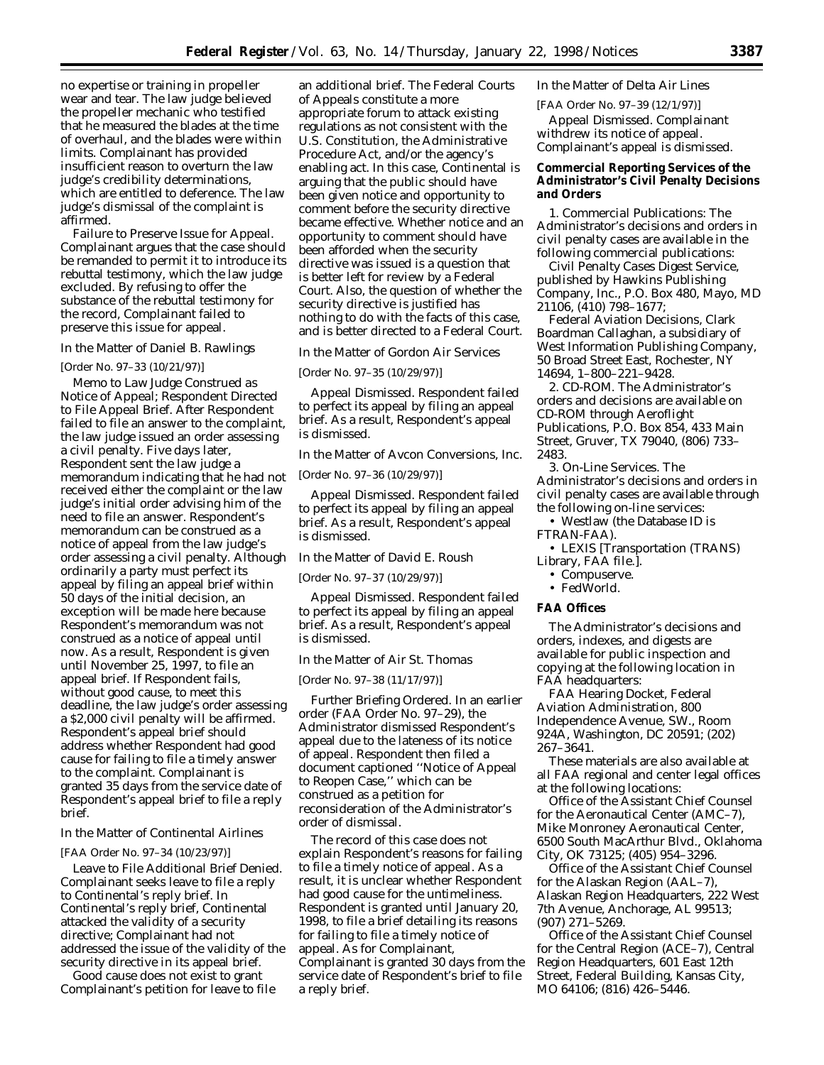no expertise or training in propeller wear and tear. The law judge believed the propeller mechanic who testified that he measured the blades at the time of overhaul, and the blades were within limits. Complainant has provided insufficient reason to overturn the law judge's credibility determinations, which are entitled to deference. The law judge's dismissal of the complaint is affirmed.

*Failure to Preserve Issue for Appeal.* Complainant argues that the case should be remanded to permit it to introduce its rebuttal testimony, which the law judge excluded. By refusing to offer the substance of the rebuttal testimony for the record, Complainant failed to preserve this issue for appeal.

*In the Matter of Daniel B. Rawlings*

[Order No. 97–33 (10/21/97)]

*Memo to Law Judge Construed as Notice of Appeal; Respondent Directed to File Appeal Brief.* After Respondent failed to file an answer to the complaint, the law judge issued an order assessing a civil penalty. Five days later, Respondent sent the law judge a memorandum indicating that he had not received either the complaint or the law judge's initial order advising him of the need to file an answer. Respondent's memorandum can be construed as a notice of appeal from the law judge's order assessing a civil penalty. Although ordinarily a party must perfect its appeal by filing an appeal brief within 50 days of the initial decision, an exception will be made here because Respondent's memorandum was not construed as a notice of appeal until now. As a result, Respondent is given until November 25, 1997, to file an appeal brief. If Respondent fails, without good cause, to meet this deadline, the law judge's order assessing a $2,000 civil penalty will be affirmed. Respondent's appeal brief should address whether Respondent had good cause for failing to file a timely answer to the complaint. Complainant is granted 35 days from the service date of Respondent's appeal brief to file a reply brief.

*In the Matter of Continental Airlines*

[FAA Order No. 97–34 (10/23/97)]

*Leave to File Additional Brief Denied.* Complainant seeks leave to file a reply to Continental's reply brief. In Continental's reply brief, Continental attacked the validity of a security directive; Complainant had not addressed the issue of the validity of the security directive in its appeal brief.

Good cause does not exist to grant Complainant's petition for leave to file an additional brief. The Federal Courts of Appeals constitute a more appropriate forum to attack existing regulations as not consistent with the U.S. Constitution, the Administrative Procedure Act, and/or the agency's enabling act. In this case, Continental is arguing that the public should have been given notice and opportunity to comment before the security directive became effective. Whether notice and an opportunity to comment should have been afforded when the security directive was issued is a question that is better left for review by a Federal Court. Also, the question of whether the security directive is justified has nothing to do with the facts of this case, and is better directed to a Federal Court.

*In the Matter of Gordon Air Services*

[Order No. 97–35 (10/29/97)]

*Appeal Dismissed.* Respondent failed to perfect its appeal by filing an appeal brief. As a result, Respondent's appeal is dismissed.

*In the Matter of Avcon Conversions, Inc.*

[Order No. 97–36 (10/29/97)]

*Appeal Dismissed.* Respondent failed to perfect its appeal by filing an appeal brief. As a result, Respondent's appeal is dismissed.

*In the Matter of David E. Roush*

[Order No. 97–37 (10/29/97)]

*Appeal Dismissed.* Respondent failed to perfect its appeal by filing an appeal brief. As a result, Respondent's appeal is dismissed.

*In the Matter of Air St. Thomas*

[Order No. 97–38 (11/17/97)]

*Further Briefing Ordered.* In an earlier order (FAA Order No. 97–29), the Administrator dismissed Respondent's appeal due to the lateness of its notice of appeal. Respondent then filed a document captioned ''Notice of Appeal to Reopen Case,'' which can be construed as a petition for reconsideration of the Administrator's order of dismissal.

The record of this case does not explain Respondent's reasons for failing to file a timely notice of appeal. As a result, it is unclear whether Respondent had good cause for the untimeliness. Respondent is granted until January 20, 1998, to file a brief detailing its reasons for failing to file a timely notice of appeal. As for Complainant, Complainant is granted 30 days from the service date of Respondent's brief to file a reply brief.

*In the Matter of Delta Air Lines*

[FAA Order No. 97–39 (12/1/97)]

*Appeal Dismissed.* Complainant withdrew its notice of appeal. Complainant's appeal is dismissed.

**Commercial Reporting Services of the Administrator's Civil Penalty Decisions and Orders**

1. *Commercial Publications:* The Administrator's decisions and orders in civil penalty cases are available in the following commercial publications:

Civil Penalty Cases Digest Service, published by Hawkins Publishing Company, Inc., P.O. Box 480, Mayo, MD 21106, (410) 798–1677;

Federal Aviation Decisions, Clark Boardman Callaghan, a subsidiary of West Information Publishing Company, 50 Broad Street East, Rochester, NY 14694, 1–800–221–9428.

2. *CD-ROM.* The Administrator's orders and decisions are available on CD-ROM through Aeroflight Publications, P.O. Box 854, 433 Main Street, Gruver, TX 79040, (806) 733–2483.

3. *On-Line Services.* The Administrator's decisions and orders in civil penalty cases are available through the following on-line services:

- Westlaw (the Database ID is FTRAN-FAA).
- LEXIS [Transportation (TRANS) Library, FAA file.].
- Compuserve.
- FedWorld.

**FAA Offices**

The Administrator's decisions and orders, indexes, and digests are available for public inspection and copying at the following location in FAA headquarters:

FAA Hearing Docket, Federal Aviation Administration, 800 Independence Avenue, SW., Room 924A, Washington, DC 20591; (202) 267–3641.

These materials are also available at all FAA regional and center legal offices at the following locations:

Office of the Assistant Chief Counsel for the Aeronautical Center (AMC–7), Mike Monroney Aeronautical Center, 6500 South MacArthur Blvd., Oklahoma City, OK 73125; (405) 954–3296.

Office of the Assistant Chief Counsel for the Alaskan Region (AAL–7), Alaskan Region Headquarters, 222 West 7th Avenue, Anchorage, AL 99513; (907) 271–5269.

Office of the Assistant Chief Counsel for the Central Region (ACE–7), Central Region Headquarters, 601 East 12th Street, Federal Building, Kansas City, MO 64106; (816) 426–5446.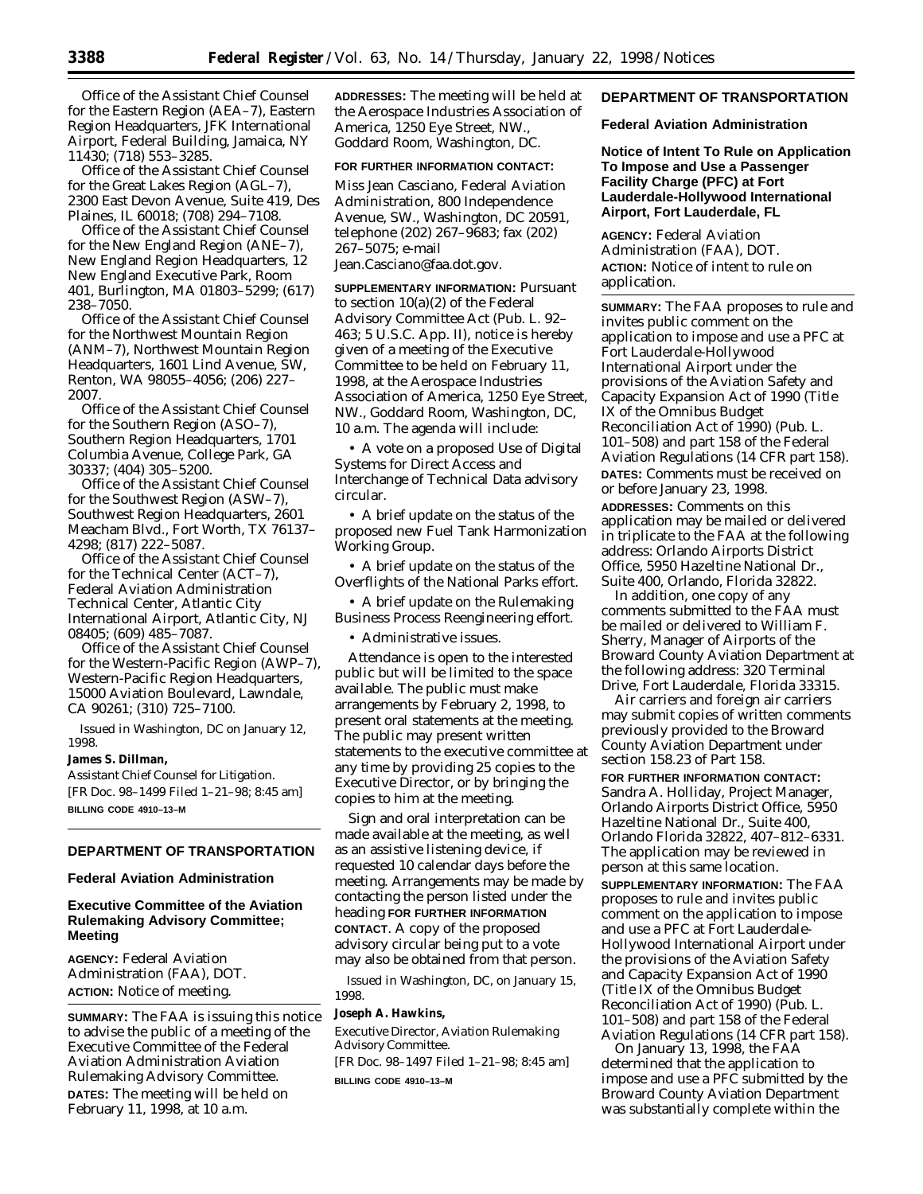Office of the Assistant Chief Counsel for the Eastern Region (AEA–7), Eastern Region Headquarters, JFK International Airport, Federal Building, Jamaica, NY 11430; (718) 553–3285.

Office of the Assistant Chief Counsel for the Great Lakes Region (AGL–7), 2300 East Devon Avenue, Suite 419, Des Plaines, IL 60018; (708) 294–7108.

Office of the Assistant Chief Counsel for the New England Region (ANE–7), New England Region Headquarters, 12 New England Executive Park, Room 401, Burlington, MA 01803–5299; (617) 238–7050.

Office of the Assistant Chief Counsel for the Northwest Mountain Region (ANM–7), Northwest Mountain Region Headquarters, 1601 Lind Avenue, SW, Renton, WA 98055–4056; (206) 227–2007.

Office of the Assistant Chief Counsel for the Southern Region (ASO–7), Southern Region Headquarters, 1701 Columbia Avenue, College Park, GA 30337; (404) 305–5200.

Office of the Assistant Chief Counsel for the Southwest Region (ASW–7), Southwest Region Headquarters, 2601 Meacham Blvd., Fort Worth, TX 76137–4298; (817) 222–5087.

Office of the Assistant Chief Counsel for the Technical Center (ACT–7), Federal Aviation Administration Technical Center, Atlantic City International Airport, Atlantic City, NJ 08405; (609) 485–7087.

Office of the Assistant Chief Counsel for the Western-Pacific Region (AWP–7), Western-Pacific Region Headquarters, 15000 Aviation Boulevard, Lawndale, CA 90261; (310) 725–7100.

Issued in Washington, DC on January 12, 1998.

**James S. Dillman,**

*Assistant Chief Counsel for Litigation.*

[FR Doc. 98–1499 Filed 1–21–98; 8:45 am]

**BILLING CODE 4910–13–M**

---

## DEPARTMENT OF TRANSPORTATION

### Federal Aviation Administration

### Executive Committee of the Aviation Rulemaking Advisory Committee; Meeting

**AGENCY:** Federal Aviation Administration (FAA), DOT.

**ACTION:** Notice of meeting.

---

**SUMMARY:** The FAA is issuing this notice to advise the public of a meeting of the Executive Committee of the Federal Aviation Administration Aviation Rulemaking Advisory Committee.

**DATES:** The meeting will be held on February 11, 1998, at 10 a.m.

**ADDRESSES:** The meeting will be held at the Aerospace Industries Association of America, 1250 Eye Street, NW., Goddard Room, Washington, DC.

**FOR FURTHER INFORMATION CONTACT:** Miss Jean Casciano, Federal Aviation Administration, 800 Independence Avenue, SW., Washington, DC 20591, telephone (202) 267–9683; fax (202) 267–5075; e-mail Jean.Casciano@faa.dot.gov.

**SUPPLEMENTARY INFORMATION:** Pursuant to section 10(a)(2) of the Federal Advisory Committee Act (Pub. L. 92–463; 5 U.S.C. App. II), notice is hereby given of a meeting of the Executive Committee to be held on February 11, 1998, at the Aerospace Industries Association of America, 1250 Eye Street, NW., Goddard Room, Washington, DC, 10 a.m. The agenda will include:

- A vote on a proposed Use of Digital Systems for Direct Access and Interchange of Technical Data advisory circular.
- A brief update on the status of the proposed new Fuel Tank Harmonization Working Group.
- A brief update on the status of the Overflights of the National Parks effort.
- A brief update on the Rulemaking Business Process Reengineering effort.
- Administrative issues.

Attendance is open to the interested public but will be limited to the space available. The public must make arrangements by February 2, 1998, to present oral statements at the meeting. The public may present written statements to the executive committee at any time by providing 25 copies to the Executive Director, or by bringing the copies to him at the meeting.

Sign and oral interpretation can be made available at the meeting, as well as an assistive listening device, if requested 10 calendar days before the meeting. Arrangements may be made by contacting the person listed under the heading **FOR FURTHER INFORMATION CONTACT**. A copy of the proposed advisory circular being put to a vote may also be obtained from that person.

Issued in Washington, DC, on January 15, 1998.

**Joseph A. Hawkins,**

*Executive Director, Aviation Rulemaking Advisory Committee.*

[FR Doc. 98–1497 Filed 1–21–98; 8:45 am]

**BILLING CODE 4910–13–M**

---

## DEPARTMENT OF TRANSPORTATION

### Federal Aviation Administration

### Notice of Intent To Rule on Application To Impose and Use a Passenger Facility Charge (PFC) at Fort Lauderdale-Hollywood International Airport, Fort Lauderdale, FL

**AGENCY:** Federal Aviation Administration (FAA), DOT.

**ACTION:** Notice of intent to rule on application.

---

**SUMMARY:** The FAA proposes to rule and invites public comment on the application to impose and use a PFC at Fort Lauderdale-Hollywood International Airport under the provisions of the Aviation Safety and Capacity Expansion Act of 1990 (Title IX of the Omnibus Budget Reconciliation Act of 1990) (Pub. L. 101–508) and part 158 of the Federal Aviation Regulations (14 CFR part 158).

**DATES:** Comments must be received on or before January 23, 1998.

**ADDRESSES:** Comments on this application may be mailed or delivered in triplicate to the FAA at the following address: Orlando Airports District Office, 5950 Hazeltine National Dr., Suite 400, Orlando, Florida 32822.

In addition, one copy of any comments submitted to the FAA must be mailed or delivered to William F. Sherry, Manager of Airports of the Broward County Aviation Department at the following address: 320 Terminal Drive, Fort Lauderdale, Florida 33315.

Air carriers and foreign air carriers may submit copies of written comments previously provided to the Broward County Aviation Department under section 158.23 of Part 158.

**FOR FURTHER INFORMATION CONTACT:** Sandra A. Holliday, Project Manager, Orlando Airports District Office, 5950 Hazeltine National Dr., Suite 400, Orlando Florida 32822, 407–812–6331. The application may be reviewed in person at this same location.

**SUPPLEMENTARY INFORMATION:** The FAA proposes to rule and invites public comment on the application to impose and use a PFC at Fort Lauderdale-Hollywood International Airport under the provisions of the Aviation Safety and Capacity Expansion Act of 1990 (Title IX of the Omnibus Budget Reconciliation Act of 1990) (Pub. L. 101–508) and part 158 of the Federal Aviation Regulations (14 CFR part 158).

On January 13, 1998, the FAA determined that the application to impose and use a PFC submitted by the Broward County Aviation Department was substantially complete within the